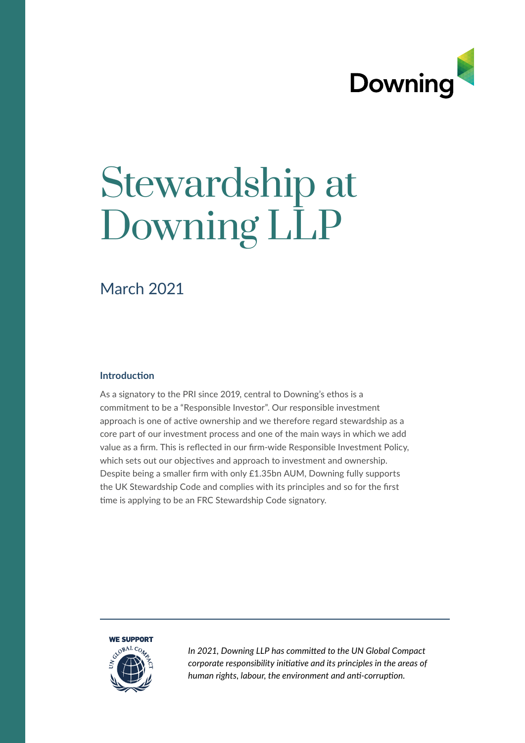Downing

# Stewardship at Downing LLP

## March 2021

### Introduction

As a signatory to the PRI since 2019, central to Downing's ethos is a commitment to be a "Responsible Investor". Our responsible investment approach is one of active ownership and we therefore regard stewardship as a core part of our investment process and one of the main ways in which we add value as a firm. This is reflected in our firm-wide Responsible Investment Policy, which sets out our objectives and approach to investment and ownership. Despite being a smaller firm with only £1.35bn AUM, Downing fully supports the UK Stewardship Code and complies with its principles and so for the first time is applying to be an FRC Stewardship Code signatory.

---

WE SUPPORT UN GLOBAL COMPACT

*In 2021, Downing LLP has committed to the UN Global Compact corporate responsibility initiative and its principles in the areas of human rights, labour, the environment and anti-corruption.*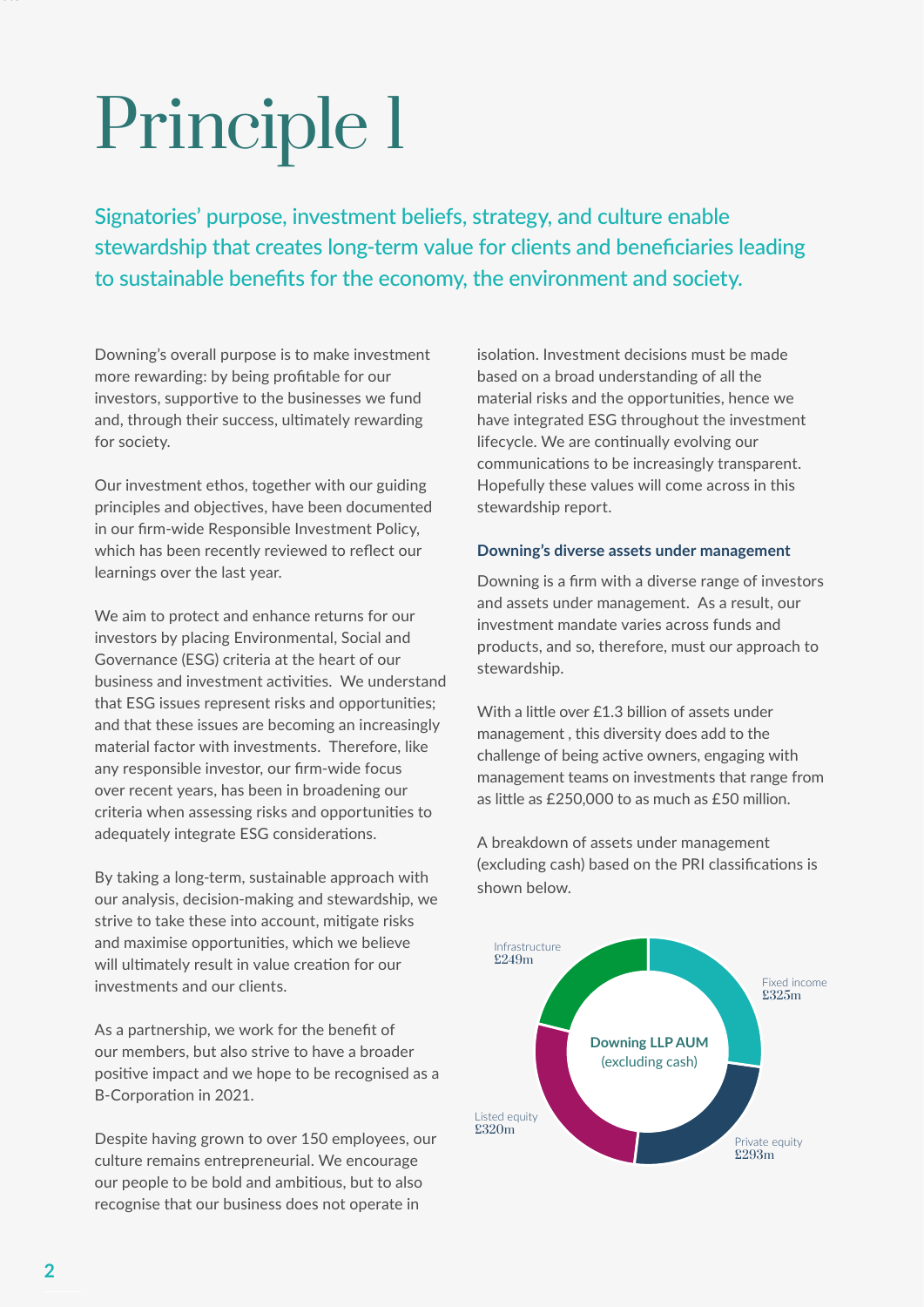# Principle 1

## Signatories' purpose, investment beliefs, strategy, and culture enable stewardship that creates long-term value for clients and beneficiaries leading to sustainable benefits for the economy, the environment and society.

Downing's overall purpose is to make investment more rewarding: by being profitable for our investors, supportive to the businesses we fund and, through their success, ultimately rewarding for society.

Our investment ethos, together with our guiding principles and objectives, have been documented in our firm-wide Responsible Investment Policy, which has been recently reviewed to reflect our learnings over the last year.

We aim to protect and enhance returns for our investors by placing Environmental, Social and Governance (ESG) criteria at the heart of our business and investment activities. We understand that ESG issues represent risks and opportunities; and that these issues are becoming an increasingly material factor with investments. Therefore, like any responsible investor, our firm-wide focus over recent years, has been in broadening our criteria when assessing risks and opportunities to adequately integrate ESG considerations.

By taking a long-term, sustainable approach with our analysis, decision-making and stewardship, we strive to take these into account, mitigate risks and maximise opportunities, which we believe will ultimately result in value creation for our investments and our clients.

As a partnership, we work for the benefit of our members, but also strive to have a broader positive impact and we hope to be recognised as a B-Corporation in 2021.

Despite having grown to over 150 employees, our culture remains entrepreneurial. We encourage our people to be bold and ambitious, but to also recognise that our business does not operate in isolation. Investment decisions must be made based on a broad understanding of all the material risks and the opportunities, hence we have integrated ESG throughout the investment lifecycle. We are continually evolving our communications to be increasingly transparent. Hopefully these values will come across in this stewardship report.

**Downing's diverse assets under management**

Downing is a firm with a diverse range of investors and assets under management. As a result, our investment mandate varies across funds and products, and so, therefore, must our approach to stewardship.

With a little over £1.3 billion of assets under management , this diversity does add to the challenge of being active owners, engaging with management teams on investments that range from as little as £250,000 to as much as £50 million.

A breakdown of assets under management (excluding cash) based on the PRI classifications is shown below.

**Downing LLP AUM** (excluding cash)

| Asset class | AUM |
| --- | --- |
| Fixed income | £325m |
| Private equity | £293m |
| Listed equity | £320m |
| Infrastructure | £249m |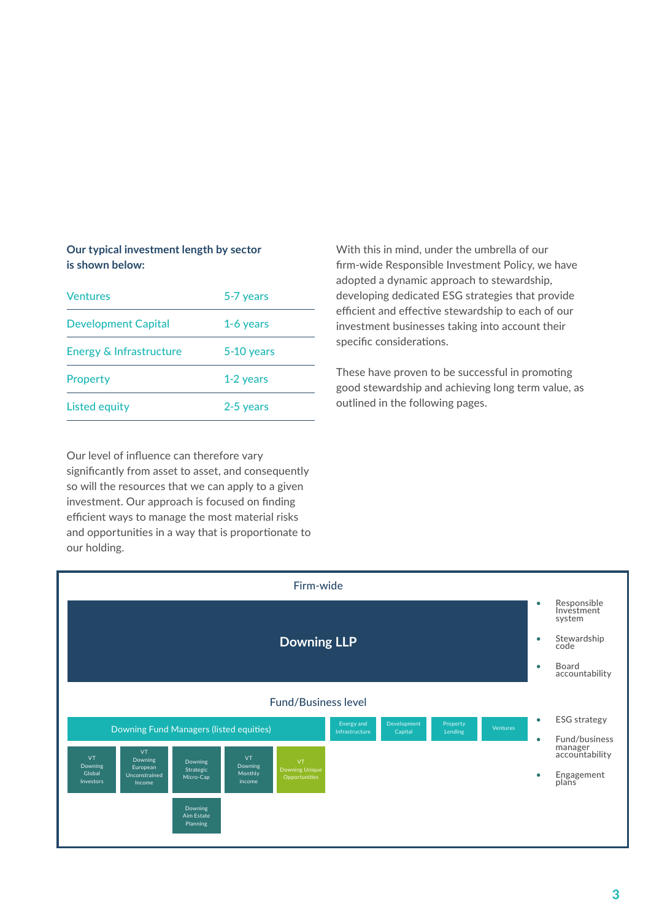**Our typical investment length by sector is shown below:**

| Sector | Length |
|---|---|
| Ventures | 5-7 years |
| Development Capital | 1-6 years |
| Energy & Infrastructure | 5-10 years |
| Property | 1-2 years |
| Listed equity | 2-5 years |

Our level of influence can therefore vary significantly from asset to asset, and consequently so will the resources that we can apply to a given investment. Our approach is focused on finding efficient ways to manage the most material risks and opportunities in a way that is proportionate to our holding.

With this in mind, under the umbrella of our firm-wide Responsible Investment Policy, we have adopted a dynamic approach to stewardship, developing dedicated ESG strategies that provide efficient and effective stewardship to each of our investment businesses taking into account their specific considerations.

These have proven to be successful in promoting good stewardship and achieving long term value, as outlined in the following pages.

**Firm-wide**

**Downing LLP**

- Responsible Investment system
- Stewardship code
- Board accountability

**Fund/Business level**

- Downing Fund Managers (listed equities)
  - VT Downing Global Investors
  - VT Downing European Unconstrained Income
  - Downing Strategic Micro-Cap
  - Downing Aim Estate Planning
  - VT Downing Monthly income
  - VT Downing Unique Opportunities
- Energy and Infrastructure
- Development Capital
- Property Lending
- Ventures

- ESG strategy
- Fund/business manager accountability
- Engagement plans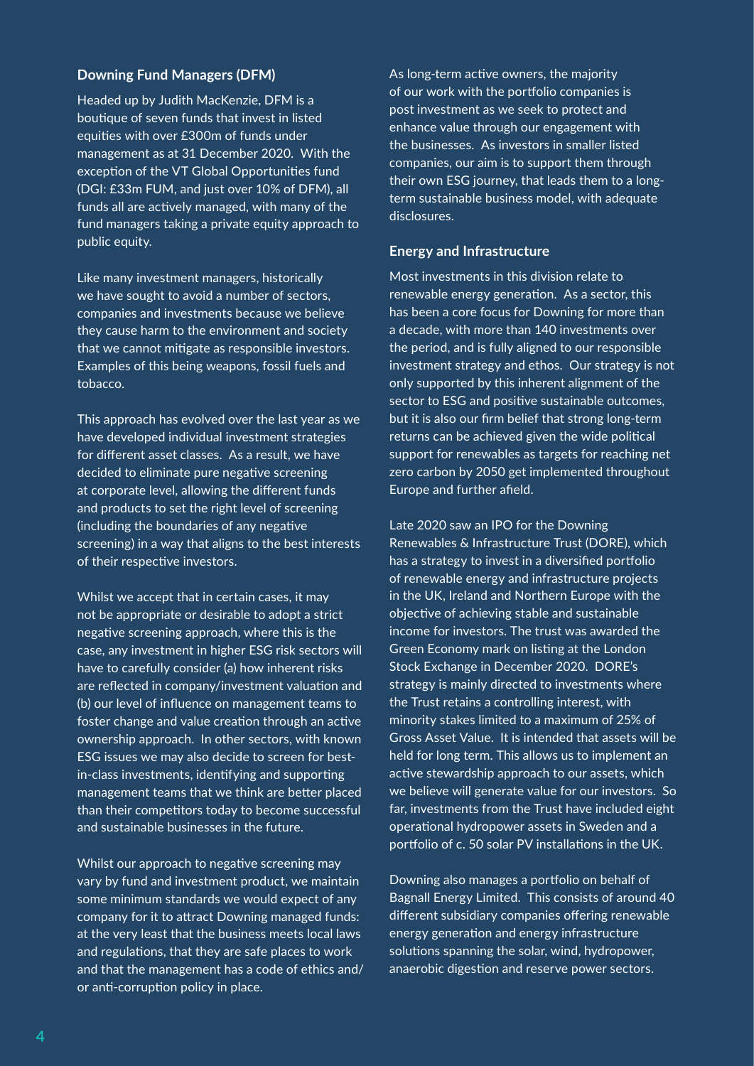### Downing Fund Managers (DFM)

Headed up by Judith MacKenzie, DFM is a boutique of seven funds that invest in listed equities with over £300m of funds under management as at 31 December 2020. With the exception of the VT Global Opportunities fund (DGI: £33m FUM, and just over 10% of DFM), all funds all are actively managed, with many of the fund managers taking a private equity approach to public equity.

Like many investment managers, historically we have sought to avoid a number of sectors, companies and investments because we believe they cause harm to the environment and society that we cannot mitigate as responsible investors. Examples of this being weapons, fossil fuels and tobacco.

This approach has evolved over the last year as we have developed individual investment strategies for different asset classes. As a result, we have decided to eliminate pure negative screening at corporate level, allowing the different funds and products to set the right level of screening (including the boundaries of any negative screening) in a way that aligns to the best interests of their respective investors.

Whilst we accept that in certain cases, it may not be appropriate or desirable to adopt a strict negative screening approach, where this is the case, any investment in higher ESG risk sectors will have to carefully consider (a) how inherent risks are reflected in company/investment valuation and (b) our level of influence on management teams to foster change and value creation through an active ownership approach. In other sectors, with known ESG issues we may also decide to screen for best-in-class investments, identifying and supporting management teams that we think are better placed than their competitors today to become successful and sustainable businesses in the future.

Whilst our approach to negative screening may vary by fund and investment product, we maintain some minimum standards we would expect of any company for it to attract Downing managed funds: at the very least that the business meets local laws and regulations, that they are safe places to work and that the management has a code of ethics and/or anti-corruption policy in place.

As long-term active owners, the majority of our work with the portfolio companies is post investment as we seek to protect and enhance value through our engagement with the businesses. As investors in smaller listed companies, our aim is to support them through their own ESG journey, that leads them to a long-term sustainable business model, with adequate disclosures.

### Energy and Infrastructure

Most investments in this division relate to renewable energy generation. As a sector, this has been a core focus for Downing for more than a decade, with more than 140 investments over the period, and is fully aligned to our responsible investment strategy and ethos. Our strategy is not only supported by this inherent alignment of the sector to ESG and positive sustainable outcomes, but it is also our firm belief that strong long-term returns can be achieved given the wide political support for renewables as targets for reaching net zero carbon by 2050 get implemented throughout Europe and further afield.

Late 2020 saw an IPO for the Downing Renewables & Infrastructure Trust (DORE), which has a strategy to invest in a diversified portfolio of renewable energy and infrastructure projects in the UK, Ireland and Northern Europe with the objective of achieving stable and sustainable income for investors. The trust was awarded the Green Economy mark on listing at the London Stock Exchange in December 2020. DORE's strategy is mainly directed to investments where the Trust retains a controlling interest, with minority stakes limited to a maximum of 25% of Gross Asset Value. It is intended that assets will be held for long term. This allows us to implement an active stewardship approach to our assets, which we believe will generate value for our investors. So far, investments from the Trust have included eight operational hydropower assets in Sweden and a portfolio of c. 50 solar PV installations in the UK.

Downing also manages a portfolio on behalf of Bagnall Energy Limited. This consists of around 40 different subsidiary companies offering renewable energy generation and energy infrastructure solutions spanning the solar, wind, hydropower, anaerobic digestion and reserve power sectors.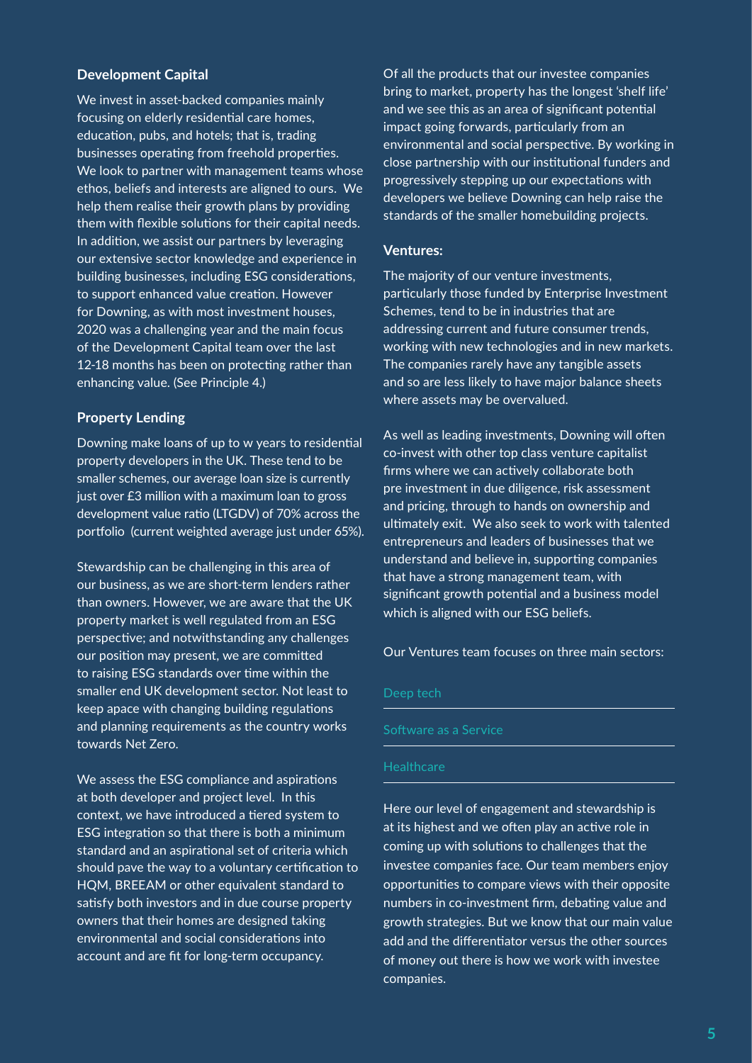### Development Capital

We invest in asset-backed companies mainly focusing on elderly residential care homes, education, pubs, and hotels; that is, trading businesses operating from freehold properties. We look to partner with management teams whose ethos, beliefs and interests are aligned to ours. We help them realise their growth plans by providing them with flexible solutions for their capital needs. In addition, we assist our partners by leveraging our extensive sector knowledge and experience in building businesses, including ESG considerations, to support enhanced value creation. However for Downing, as with most investment houses, 2020 was a challenging year and the main focus of the Development Capital team over the last 12-18 months has been on protecting rather than enhancing value. (See Principle 4.)

### Property Lending

Downing make loans of up to w years to residential property developers in the UK. These tend to be smaller schemes, our average loan size is currently just over £3 million with a maximum loan to gross development value ratio (LTGDV) of 70% across the portfolio (current weighted average just under 65%).

Stewardship can be challenging in this area of our business, as we are short-term lenders rather than owners. However, we are aware that the UK property market is well regulated from an ESG perspective; and notwithstanding any challenges our position may present, we are committed to raising ESG standards over time within the smaller end UK development sector. Not least to keep apace with changing building regulations and planning requirements as the country works towards Net Zero.

We assess the ESG compliance and aspirations at both developer and project level. In this context, we have introduced a tiered system to ESG integration so that there is both a minimum standard and an aspirational set of criteria which should pave the way to a voluntary certification to HQM, BREEAM or other equivalent standard to satisfy both investors and in due course property owners that their homes are designed taking environmental and social considerations into account and are fit for long-term occupancy.

Of all the products that our investee companies bring to market, property has the longest 'shelf life' and we see this as an area of significant potential impact going forwards, particularly from an environmental and social perspective. By working in close partnership with our institutional funders and progressively stepping up our expectations with developers we believe Downing can help raise the standards of the smaller homebuilding projects.

### Ventures:

The majority of our venture investments, particularly those funded by Enterprise Investment Schemes, tend to be in industries that are addressing current and future consumer trends, working with new technologies and in new markets. The companies rarely have any tangible assets and so are less likely to have major balance sheets where assets may be overvalued.

As well as leading investments, Downing will often co-invest with other top class venture capitalist firms where we can actively collaborate both pre investment in due diligence, risk assessment and pricing, through to hands on ownership and ultimately exit. We also seek to work with talented entrepreneurs and leaders of businesses that we understand and believe in, supporting companies that have a strong management team, with significant growth potential and a business model which is aligned with our ESG beliefs.

Our Ventures team focuses on three main sectors:

- Deep tech
- Software as a Service
- Healthcare

Here our level of engagement and stewardship is at its highest and we often play an active role in coming up with solutions to challenges that the investee companies face. Our team members enjoy opportunities to compare views with their opposite numbers in co-investment firm, debating value and growth strategies. But we know that our main value add and the differentiator versus the other sources of money out there is how we work with investee companies.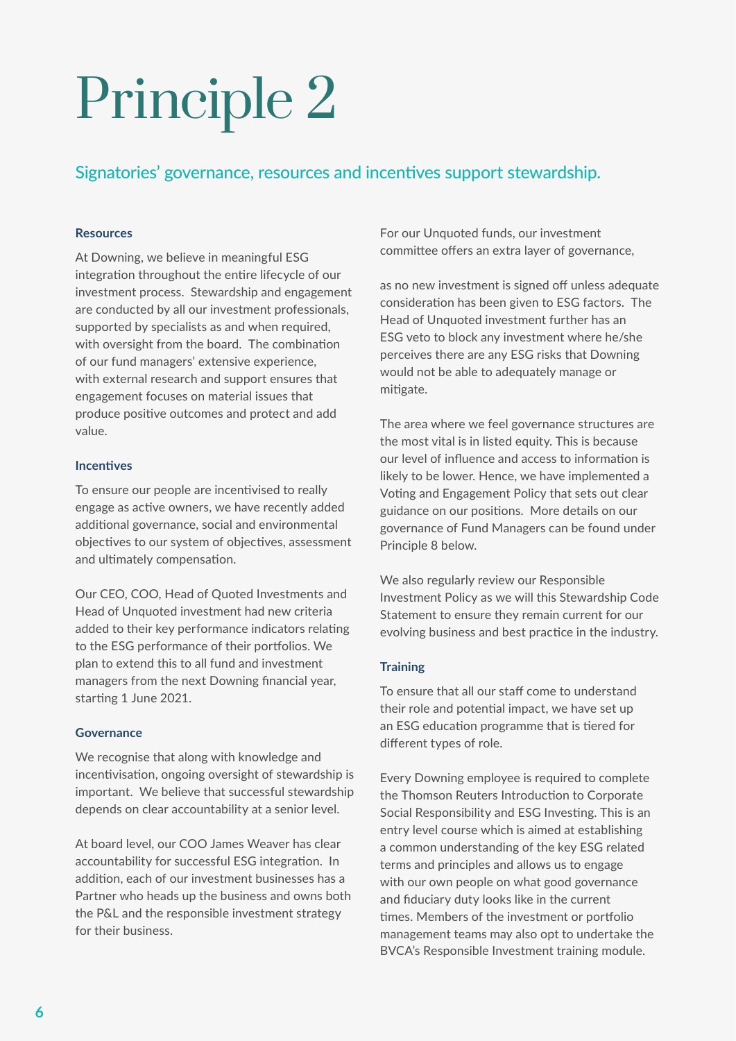# Principle 2

## Signatories' governance, resources and incentives support stewardship.

### Resources

At Downing, we believe in meaningful ESG integration throughout the entire lifecycle of our investment process. Stewardship and engagement are conducted by all our investment professionals, supported by specialists as and when required, with oversight from the board. The combination of our fund managers' extensive experience, with external research and support ensures that engagement focuses on material issues that produce positive outcomes and protect and add value.

### Incentives

To ensure our people are incentivised to really engage as active owners, we have recently added additional governance, social and environmental objectives to our system of objectives, assessment and ultimately compensation.

Our CEO, COO, Head of Quoted Investments and Head of Unquoted investment had new criteria added to their key performance indicators relating to the ESG performance of their portfolios. We plan to extend this to all fund and investment managers from the next Downing financial year, starting 1 June 2021.

### Governance

We recognise that along with knowledge and incentivisation, ongoing oversight of stewardship is important. We believe that successful stewardship depends on clear accountability at a senior level.

At board level, our COO James Weaver has clear accountability for successful ESG integration. In addition, each of our investment businesses has a Partner who heads up the business and owns both the P&L and the responsible investment strategy for their business.

For our Unquoted funds, our investment committee offers an extra layer of governance, as no new investment is signed off unless adequate consideration has been given to ESG factors. The Head of Unquoted investment further has an ESG veto to block any investment where he/she perceives there are any ESG risks that Downing would not be able to adequately manage or mitigate.

The area where we feel governance structures are the most vital is in listed equity. This is because our level of influence and access to information is likely to be lower. Hence, we have implemented a Voting and Engagement Policy that sets out clear guidance on our positions. More details on our governance of Fund Managers can be found under Principle 8 below.

We also regularly review our Responsible Investment Policy as we will this Stewardship Code Statement to ensure they remain current for our evolving business and best practice in the industry.

### Training

To ensure that all our staff come to understand their role and potential impact, we have set up an ESG education programme that is tiered for different types of role.

Every Downing employee is required to complete the Thomson Reuters Introduction to Corporate Social Responsibility and ESG Investing. This is an entry level course which is aimed at establishing a common understanding of the key ESG related terms and principles and allows us to engage with our own people on what good governance and fiduciary duty looks like in the current times. Members of the investment or portfolio management teams may also opt to undertake the BVCA's Responsible Investment training module.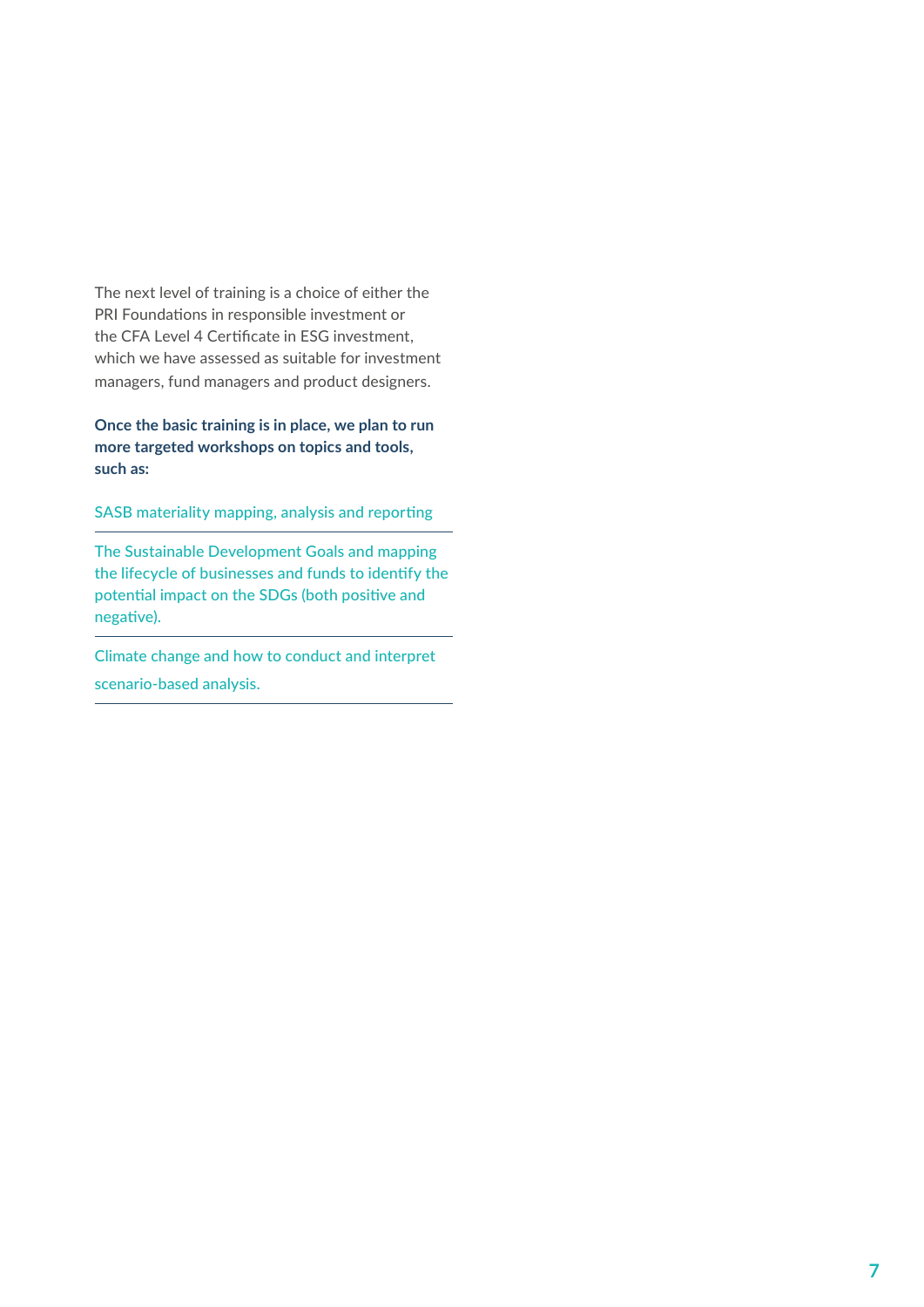The next level of training is a choice of either the PRI Foundations in responsible investment or the CFA Level 4 Certificate in ESG investment, which we have assessed as suitable for investment managers, fund managers and product designers.

**Once the basic training is in place, we plan to run more targeted workshops on topics and tools, such as:**

- SASB materiality mapping, analysis and reporting
- The Sustainable Development Goals and mapping the lifecycle of businesses and funds to identify the potential impact on the SDGs (both positive and negative).
- Climate change and how to conduct and interpret scenario-based analysis.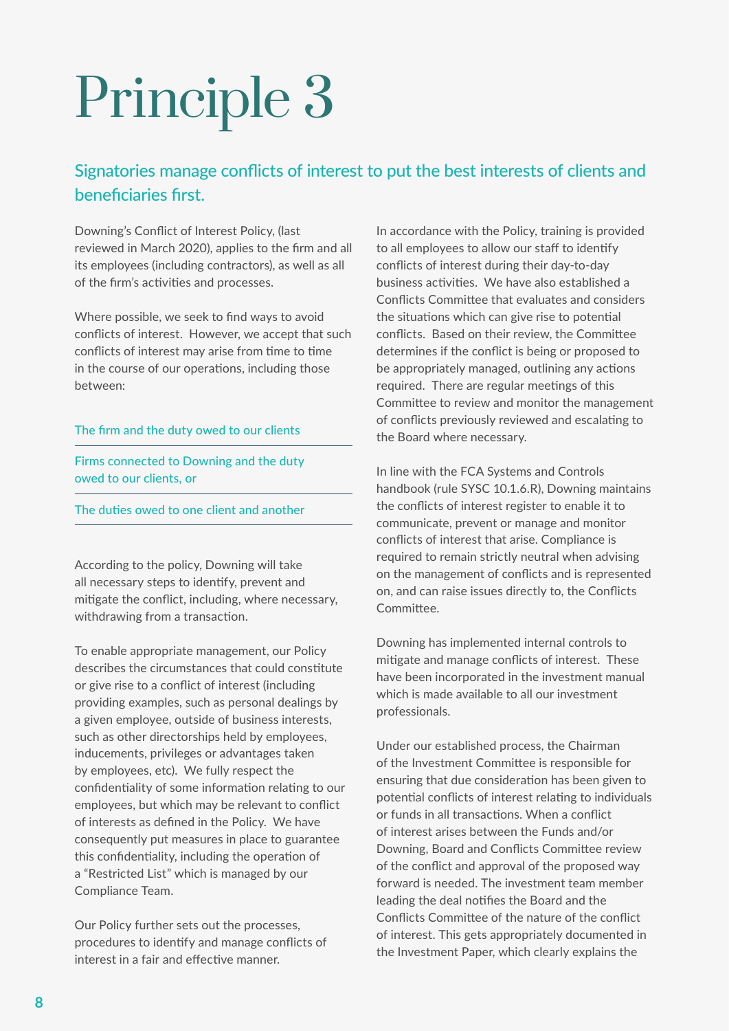# Principle 3

## Signatories manage conflicts of interest to put the best interests of clients and beneficiaries first.

Downing's Conflict of Interest Policy, (last reviewed in March 2020), applies to the firm and all its employees (including contractors), as well as all of the firm's activities and processes.

Where possible, we seek to find ways to avoid conflicts of interest. However, we accept that such conflicts of interest may arise from time to time in the course of our operations, including those between:

- The firm and the duty owed to our clients
- Firms connected to Downing and the duty owed to our clients, or
- The duties owed to one client and another

According to the policy, Downing will take all necessary steps to identify, prevent and mitigate the conflict, including, where necessary, withdrawing from a transaction.

To enable appropriate management, our Policy describes the circumstances that could constitute or give rise to a conflict of interest (including providing examples, such as personal dealings by a given employee, outside of business interests, such as other directorships held by employees, inducements, privileges or advantages taken by employees, etc). We fully respect the confidentiality of some information relating to our employees, but which may be relevant to conflict of interests as defined in the Policy. We have consequently put measures in place to guarantee this confidentiality, including the operation of a "Restricted List" which is managed by our Compliance Team.

Our Policy further sets out the processes, procedures to identify and manage conflicts of interest in a fair and effective manner.

In accordance with the Policy, training is provided to all employees to allow our staff to identify conflicts of interest during their day-to-day business activities. We have also established a Conflicts Committee that evaluates and considers the situations which can give rise to potential conflicts. Based on their review, the Committee determines if the conflict is being or proposed to be appropriately managed, outlining any actions required. There are regular meetings of this Committee to review and monitor the management of conflicts previously reviewed and escalating to the Board where necessary.

In line with the FCA Systems and Controls handbook (rule SYSC 10.1.6.R), Downing maintains the conflicts of interest register to enable it to communicate, prevent or manage and monitor conflicts of interest that arise. Compliance is required to remain strictly neutral when advising on the management of conflicts and is represented on, and can raise issues directly to, the Conflicts Committee.

Downing has implemented internal controls to mitigate and manage conflicts of interest. These have been incorporated in the investment manual which is made available to all our investment professionals.

Under our established process, the Chairman of the Investment Committee is responsible for ensuring that due consideration has been given to potential conflicts of interest relating to individuals or funds in all transactions. When a conflict of interest arises between the Funds and/or Downing, Board and Conflicts Committee review of the conflict and approval of the proposed way forward is needed. The investment team member leading the deal notifies the Board and the Conflicts Committee of the nature of the conflict of interest. This gets appropriately documented in the Investment Paper, which clearly explains the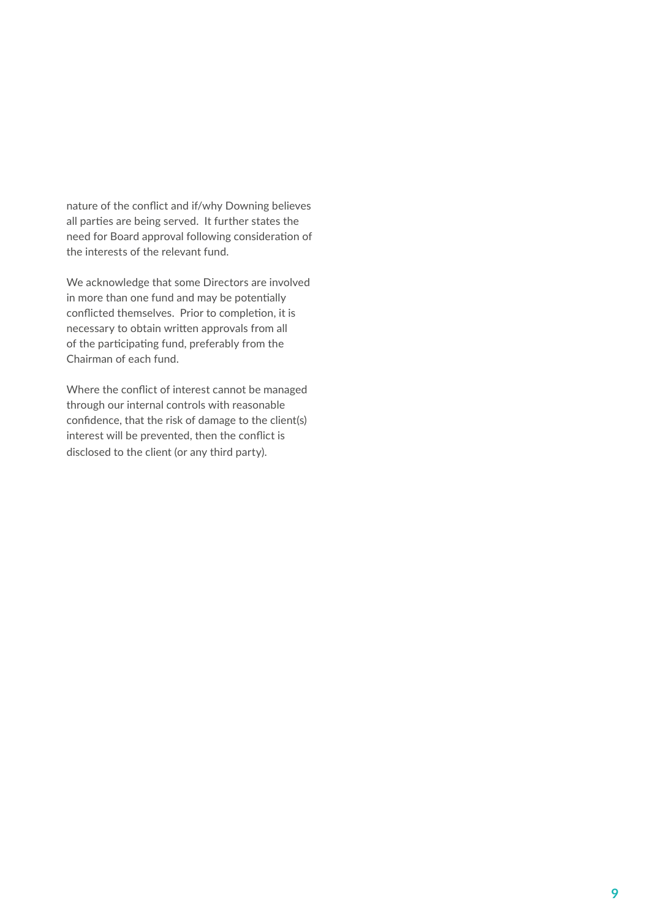nature of the conflict and if/why Downing believes all parties are being served. It further states the need for Board approval following consideration of the interests of the relevant fund.

We acknowledge that some Directors are involved in more than one fund and may be potentially conflicted themselves. Prior to completion, it is necessary to obtain written approvals from all of the participating fund, preferably from the Chairman of each fund.

Where the conflict of interest cannot be managed through our internal controls with reasonable confidence, that the risk of damage to the client(s) interest will be prevented, then the conflict is disclosed to the client (or any third party).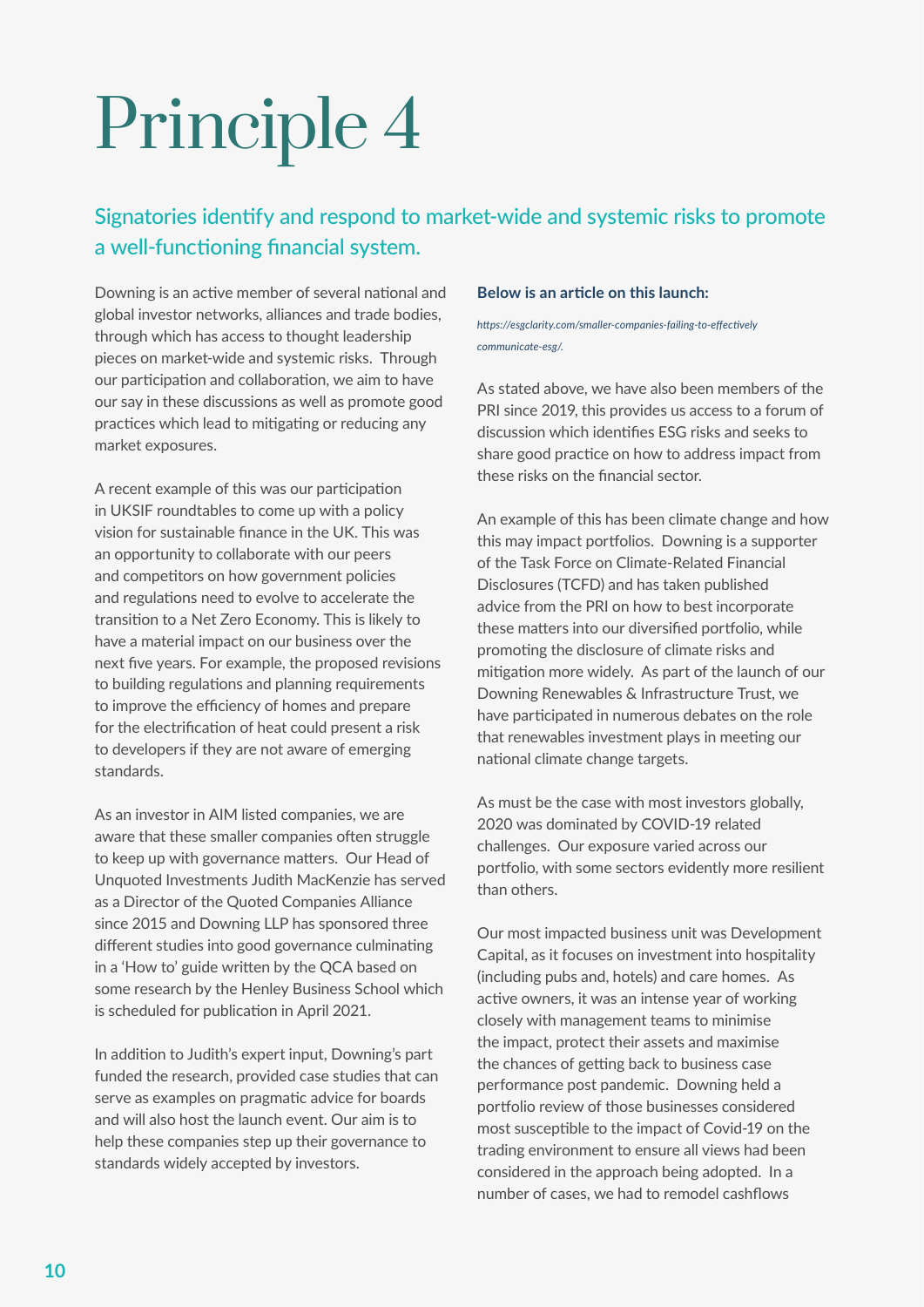# Principle 4

## Signatories identify and respond to market-wide and systemic risks to promote a well-functioning financial system.

Downing is an active member of several national and global investor networks, alliances and trade bodies, through which has access to thought leadership pieces on market-wide and systemic risks. Through our participation and collaboration, we aim to have our say in these discussions as well as promote good practices which lead to mitigating or reducing any market exposures.

A recent example of this was our participation in UKSIF roundtables to come up with a policy vision for sustainable finance in the UK. This was an opportunity to collaborate with our peers and competitors on how government policies and regulations need to evolve to accelerate the transition to a Net Zero Economy. This is likely to have a material impact on our business over the next five years. For example, the proposed revisions to building regulations and planning requirements to improve the efficiency of homes and prepare for the electrification of heat could present a risk to developers if they are not aware of emerging standards.

As an investor in AIM listed companies, we are aware that these smaller companies often struggle to keep up with governance matters. Our Head of Unquoted Investments Judith MacKenzie has served as a Director of the Quoted Companies Alliance since 2015 and Downing LLP has sponsored three different studies into good governance culminating in a 'How to' guide written by the QCA based on some research by the Henley Business School which is scheduled for publication in April 2021.

In addition to Judith's expert input, Downing's part funded the research, provided case studies that can serve as examples on pragmatic advice for boards and will also host the launch event. Our aim is to help these companies step up their governance to standards widely accepted by investors.

**Below is an article on this launch:**

*https://esgclarity.com/smaller-companies-failing-to-effectively communicate-esg/.*

As stated above, we have also been members of the PRI since 2019, this provides us access to a forum of discussion which identifies ESG risks and seeks to share good practice on how to address impact from these risks on the financial sector.

An example of this has been climate change and how this may impact portfolios. Downing is a supporter of the Task Force on Climate-Related Financial Disclosures (TCFD) and has taken published advice from the PRI on how to best incorporate these matters into our diversified portfolio, while promoting the disclosure of climate risks and mitigation more widely. As part of the launch of our Downing Renewables & Infrastructure Trust, we have participated in numerous debates on the role that renewables investment plays in meeting our national climate change targets.

As must be the case with most investors globally, 2020 was dominated by COVID-19 related challenges. Our exposure varied across our portfolio, with some sectors evidently more resilient than others.

Our most impacted business unit was Development Capital, as it focuses on investment into hospitality (including pubs and, hotels) and care homes. As active owners, it was an intense year of working closely with management teams to minimise the impact, protect their assets and maximise the chances of getting back to business case performance post pandemic. Downing held a portfolio review of those businesses considered most susceptible to the impact of Covid-19 on the trading environment to ensure all views had been considered in the approach being adopted. In a number of cases, we had to remodel cashflows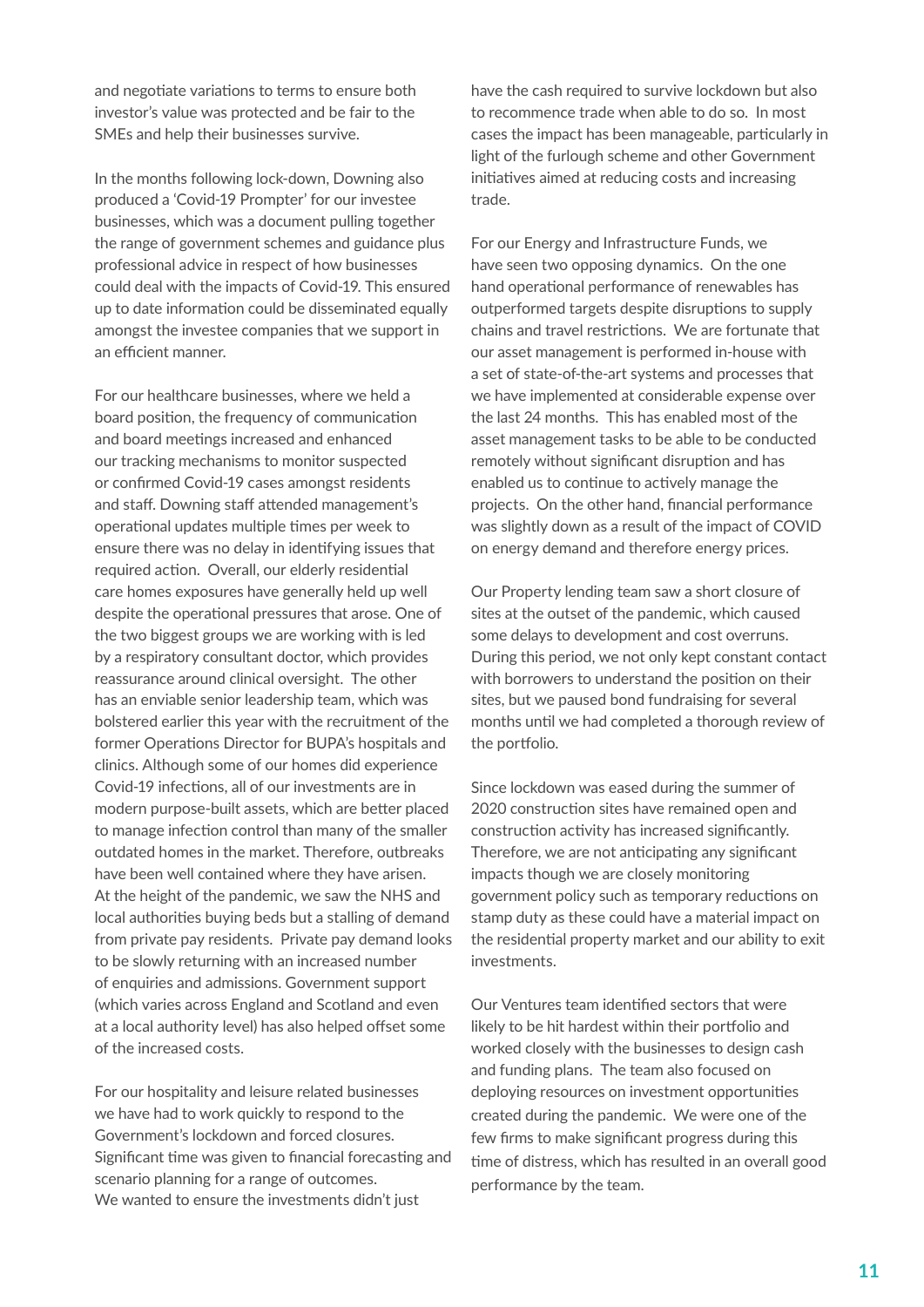and negotiate variations to terms to ensure both investor's value was protected and be fair to the SMEs and help their businesses survive.

In the months following lock-down, Downing also produced a 'Covid-19 Prompter' for our investee businesses, which was a document pulling together the range of government schemes and guidance plus professional advice in respect of how businesses could deal with the impacts of Covid-19. This ensured up to date information could be disseminated equally amongst the investee companies that we support in an efficient manner.

For our healthcare businesses, where we held a board position, the frequency of communication and board meetings increased and enhanced our tracking mechanisms to monitor suspected or confirmed Covid-19 cases amongst residents and staff. Downing staff attended management's operational updates multiple times per week to ensure there was no delay in identifying issues that required action. Overall, our elderly residential care homes exposures have generally held up well despite the operational pressures that arose. One of the two biggest groups we are working with is led by a respiratory consultant doctor, which provides reassurance around clinical oversight. The other has an enviable senior leadership team, which was bolstered earlier this year with the recruitment of the former Operations Director for BUPA's hospitals and clinics. Although some of our homes did experience Covid-19 infections, all of our investments are in modern purpose-built assets, which are better placed to manage infection control than many of the smaller outdated homes in the market. Therefore, outbreaks have been well contained where they have arisen. At the height of the pandemic, we saw the NHS and local authorities buying beds but a stalling of demand from private pay residents. Private pay demand looks to be slowly returning with an increased number of enquiries and admissions. Government support (which varies across England and Scotland and even at a local authority level) has also helped offset some of the increased costs.

For our hospitality and leisure related businesses we have had to work quickly to respond to the Government's lockdown and forced closures. Significant time was given to financial forecasting and scenario planning for a range of outcomes. We wanted to ensure the investments didn't just have the cash required to survive lockdown but also to recommence trade when able to do so. In most cases the impact has been manageable, particularly in light of the furlough scheme and other Government initiatives aimed at reducing costs and increasing trade.

For our Energy and Infrastructure Funds, we have seen two opposing dynamics. On the one hand operational performance of renewables has outperformed targets despite disruptions to supply chains and travel restrictions. We are fortunate that our asset management is performed in-house with a set of state-of-the-art systems and processes that we have implemented at considerable expense over the last 24 months. This has enabled most of the asset management tasks to be able to be conducted remotely without significant disruption and has enabled us to continue to actively manage the projects. On the other hand, financial performance was slightly down as a result of the impact of COVID on energy demand and therefore energy prices.

Our Property lending team saw a short closure of sites at the outset of the pandemic, which caused some delays to development and cost overruns. During this period, we not only kept constant contact with borrowers to understand the position on their sites, but we paused bond fundraising for several months until we had completed a thorough review of the portfolio.

Since lockdown was eased during the summer of 2020 construction sites have remained open and construction activity has increased significantly. Therefore, we are not anticipating any significant impacts though we are closely monitoring government policy such as temporary reductions on stamp duty as these could have a material impact on the residential property market and our ability to exit investments.

Our Ventures team identified sectors that were likely to be hit hardest within their portfolio and worked closely with the businesses to design cash and funding plans. The team also focused on deploying resources on investment opportunities created during the pandemic. We were one of the few firms to make significant progress during this time of distress, which has resulted in an overall good performance by the team.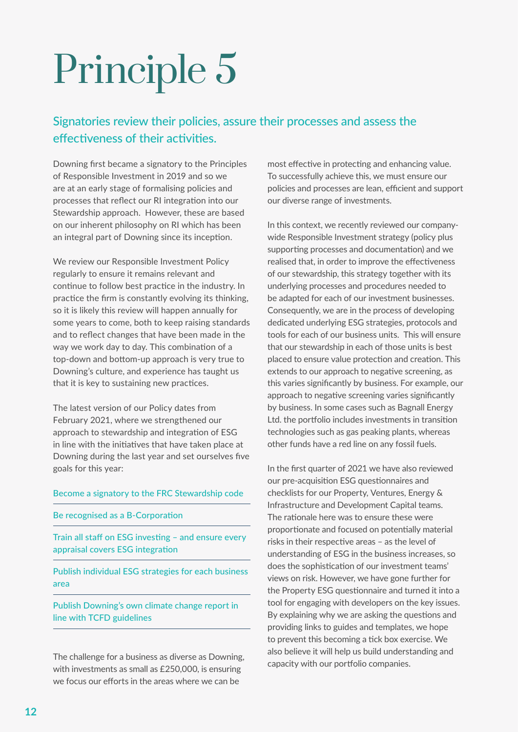# Principle 5

## Signatories review their policies, assure their processes and assess the effectiveness of their activities.

Downing first became a signatory to the Principles of Responsible Investment in 2019 and so we are at an early stage of formalising policies and processes that reflect our RI integration into our Stewardship approach. However, these are based on our inherent philosophy on RI which has been an integral part of Downing since its inception.

We review our Responsible Investment Policy regularly to ensure it remains relevant and continue to follow best practice in the industry. In practice the firm is constantly evolving its thinking, so it is likely this review will happen annually for some years to come, both to keep raising standards and to reflect changes that have been made in the way we work day to day. This combination of a top-down and bottom-up approach is very true to Downing's culture, and experience has taught us that it is key to sustaining new practices.

The latest version of our Policy dates from February 2021, where we strengthened our approach to stewardship and integration of ESG in line with the initiatives that have taken place at Downing during the last year and set ourselves five goals for this year:

- Become a signatory to the FRC Stewardship code
- Be recognised as a B-Corporation
- Train all staff on ESG investing – and ensure every appraisal covers ESG integration
- Publish individual ESG strategies for each business area
- Publish Downing's own climate change report in line with TCFD guidelines

The challenge for a business as diverse as Downing, with investments as small as £250,000, is ensuring we focus our efforts in the areas where we can be most effective in protecting and enhancing value. To successfully achieve this, we must ensure our policies and processes are lean, efficient and support our diverse range of investments.

In this context, we recently reviewed our company-wide Responsible Investment strategy (policy plus supporting processes and documentation) and we realised that, in order to improve the effectiveness of our stewardship, this strategy together with its underlying processes and procedures needed to be adapted for each of our investment businesses. Consequently, we are in the process of developing dedicated underlying ESG strategies, protocols and tools for each of our business units. This will ensure that our stewardship in each of those units is best placed to ensure value protection and creation. This extends to our approach to negative screening, as this varies significantly by business. For example, our approach to negative screening varies significantly by business. In some cases such as Bagnall Energy Ltd. the portfolio includes investments in transition technologies such as gas peaking plants, whereas other funds have a red line on any fossil fuels.

In the first quarter of 2021 we have also reviewed our pre-acquisition ESG questionnaires and checklists for our Property, Ventures, Energy & Infrastructure and Development Capital teams. The rationale here was to ensure these were proportionate and focused on potentially material risks in their respective areas – as the level of understanding of ESG in the business increases, so does the sophistication of our investment teams' views on risk. However, we have gone further for the Property ESG questionnaire and turned it into a tool for engaging with developers on the key issues. By explaining why we are asking the questions and providing links to guides and templates, we hope to prevent this becoming a tick box exercise. We also believe it will help us build understanding and capacity with our portfolio companies.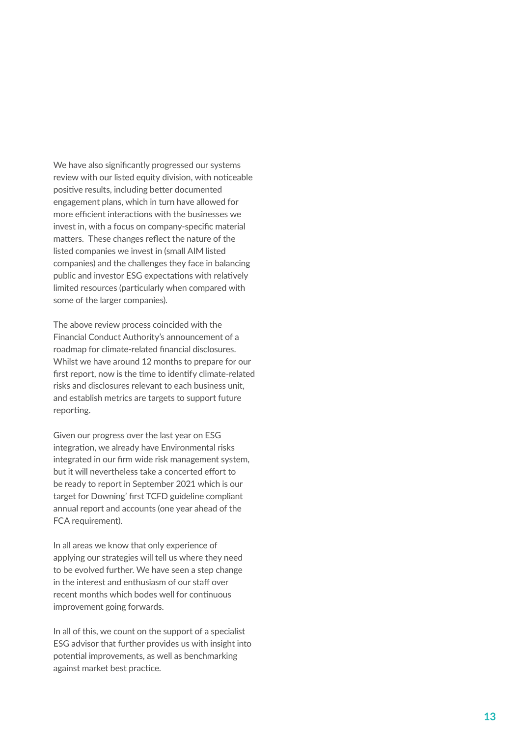We have also significantly progressed our systems review with our listed equity division, with noticeable positive results, including better documented engagement plans, which in turn have allowed for more efficient interactions with the businesses we invest in, with a focus on company-specific material matters.  These changes reflect the nature of the listed companies we invest in (small AIM listed companies) and the challenges they face in balancing public and investor ESG expectations with relatively limited resources (particularly when compared with some of the larger companies).

The above review process coincided with the Financial Conduct Authority's announcement of a roadmap for climate-related financial disclosures. Whilst we have around 12 months to prepare for our first report, now is the time to identify climate-related risks and disclosures relevant to each business unit, and establish metrics are targets to support future reporting.

Given our progress over the last year on ESG integration, we already have Environmental risks integrated in our firm wide risk management system, but it will nevertheless take a concerted effort to be ready to report in September 2021 which is our target for Downing' first TCFD guideline compliant annual report and accounts (one year ahead of the FCA requirement).

In all areas we know that only experience of applying our strategies will tell us where they need to be evolved further. We have seen a step change in the interest and enthusiasm of our staff over recent months which bodes well for continuous improvement going forwards.

In all of this, we count on the support of a specialist ESG advisor that further provides us with insight into potential improvements, as well as benchmarking against market best practice.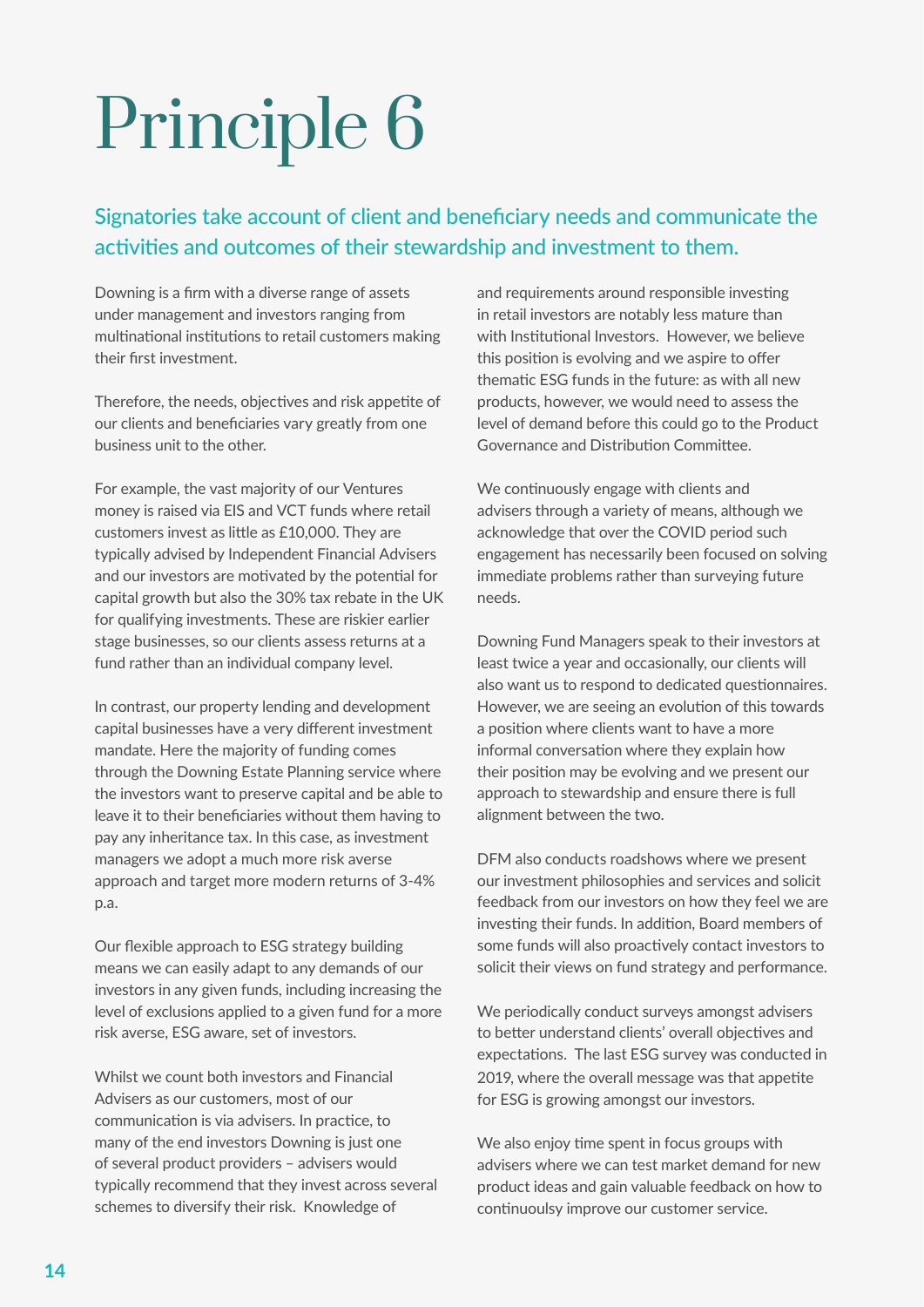# Principle 6

## Signatories take account of client and beneficiary needs and communicate the activities and outcomes of their stewardship and investment to them.

Downing is a firm with a diverse range of assets under management and investors ranging from multinational institutions to retail customers making their first investment.

Therefore, the needs, objectives and risk appetite of our clients and beneficiaries vary greatly from one business unit to the other.

For example, the vast majority of our Ventures money is raised via EIS and VCT funds where retail customers invest as little as £10,000. They are typically advised by Independent Financial Advisers and our investors are motivated by the potential for capital growth but also the 30% tax rebate in the UK for qualifying investments. These are riskier earlier stage businesses, so our clients assess returns at a fund rather than an individual company level.

In contrast, our property lending and development capital businesses have a very different investment mandate. Here the majority of funding comes through the Downing Estate Planning service where the investors want to preserve capital and be able to leave it to their beneficiaries without them having to pay any inheritance tax. In this case, as investment managers we adopt a much more risk averse approach and target more modern returns of 3-4% p.a.

Our flexible approach to ESG strategy building means we can easily adapt to any demands of our investors in any given funds, including increasing the level of exclusions applied to a given fund for a more risk averse, ESG aware, set of investors.

Whilst we count both investors and Financial Advisers as our customers, most of our communication is via advisers. In practice, to many of the end investors Downing is just one of several product providers – advisers would typically recommend that they invest across several schemes to diversify their risk. Knowledge of and requirements around responsible investing in retail investors are notably less mature than with Institutional Investors. However, we believe this position is evolving and we aspire to offer thematic ESG funds in the future: as with all new products, however, we would need to assess the level of demand before this could go to the Product Governance and Distribution Committee.

We continuously engage with clients and advisers through a variety of means, although we acknowledge that over the COVID period such engagement has necessarily been focused on solving immediate problems rather than surveying future needs.

Downing Fund Managers speak to their investors at least twice a year and occasionally, our clients will also want us to respond to dedicated questionnaires. However, we are seeing an evolution of this towards a position where clients want to have a more informal conversation where they explain how their position may be evolving and we present our approach to stewardship and ensure there is full alignment between the two.

DFM also conducts roadshows where we present our investment philosophies and services and solicit feedback from our investors on how they feel we are investing their funds. In addition, Board members of some funds will also proactively contact investors to solicit their views on fund strategy and performance.

We periodically conduct surveys amongst advisers to better understand clients' overall objectives and expectations. The last ESG survey was conducted in 2019, where the overall message was that appetite for ESG is growing amongst our investors.

We also enjoy time spent in focus groups with advisers where we can test market demand for new product ideas and gain valuable feedback on how to continuoulsy improve our customer service.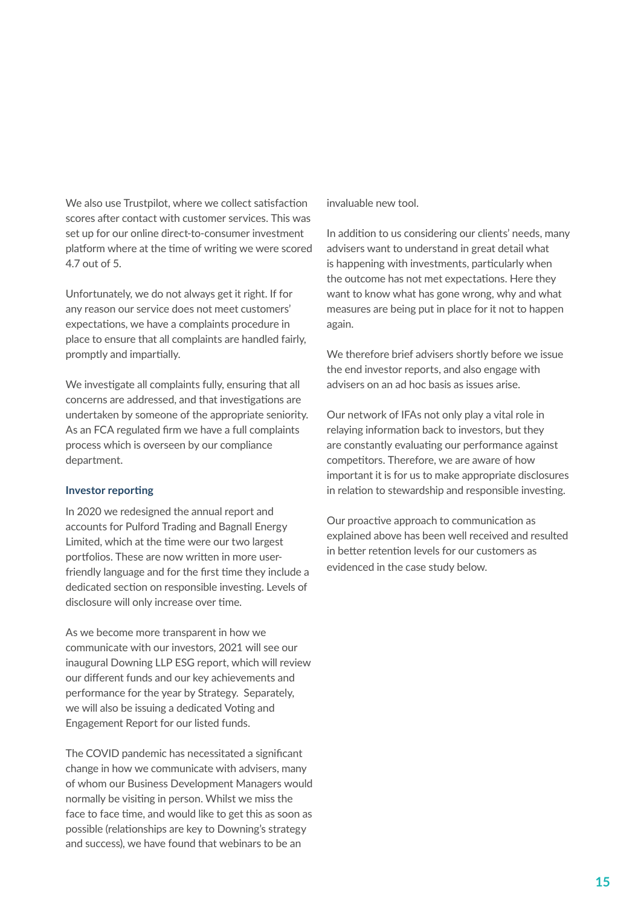We also use Trustpilot, where we collect satisfaction scores after contact with customer services. This was set up for our online direct-to-consumer investment platform where at the time of writing we were scored 4.7 out of 5.

Unfortunately, we do not always get it right. If for any reason our service does not meet customers' expectations, we have a complaints procedure in place to ensure that all complaints are handled fairly, promptly and impartially.

We investigate all complaints fully, ensuring that all concerns are addressed, and that investigations are undertaken by someone of the appropriate seniority. As an FCA regulated firm we have a full complaints process which is overseen by our compliance department.

### Investor reporting

In 2020 we redesigned the annual report and accounts for Pulford Trading and Bagnall Energy Limited, which at the time were our two largest portfolios. These are now written in more user-friendly language and for the first time they include a dedicated section on responsible investing. Levels of disclosure will only increase over time.

As we become more transparent in how we communicate with our investors, 2021 will see our inaugural Downing LLP ESG report, which will review our different funds and our key achievements and performance for the year by Strategy. Separately, we will also be issuing a dedicated Voting and Engagement Report for our listed funds.

The COVID pandemic has necessitated a significant change in how we communicate with advisers, many of whom our Business Development Managers would normally be visiting in person. Whilst we miss the face to face time, and would like to get this as soon as possible (relationships are key to Downing's strategy and success), we have found that webinars to be an invaluable new tool.

In addition to us considering our clients' needs, many advisers want to understand in great detail what is happening with investments, particularly when the outcome has not met expectations. Here they want to know what has gone wrong, why and what measures are being put in place for it not to happen again.

We therefore brief advisers shortly before we issue the end investor reports, and also engage with advisers on an ad hoc basis as issues arise.

Our network of IFAs not only play a vital role in relaying information back to investors, but they are constantly evaluating our performance against competitors. Therefore, we are aware of how important it is for us to make appropriate disclosures in relation to stewardship and responsible investing.

Our proactive approach to communication as explained above has been well received and resulted in better retention levels for our customers as evidenced in the case study below.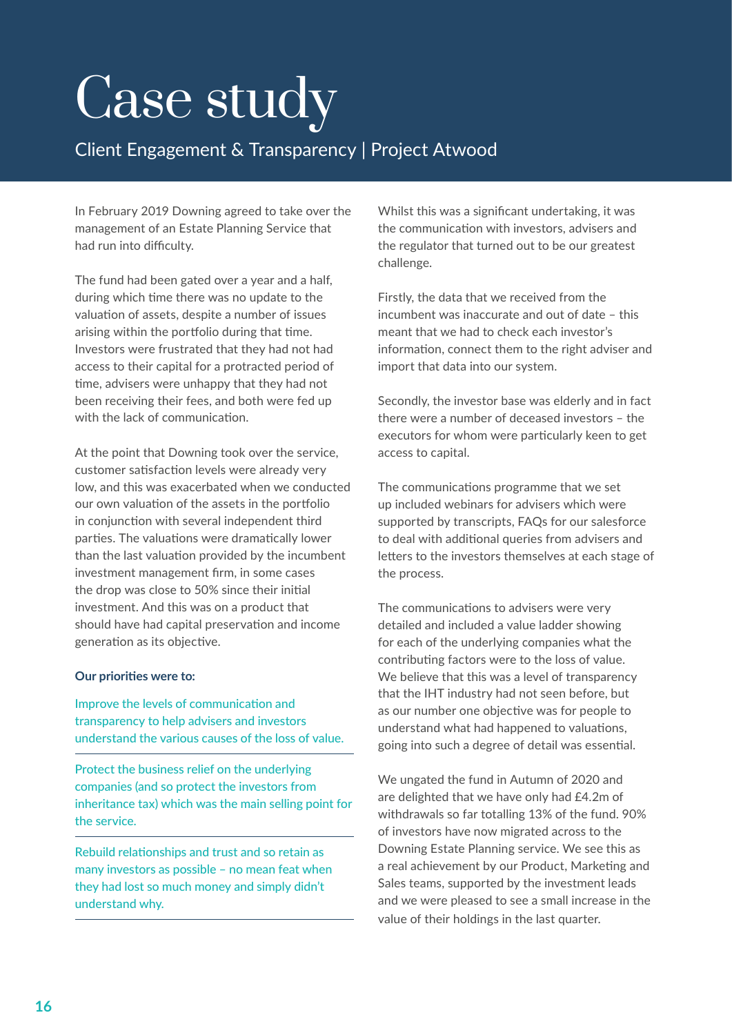# Case study

## Client Engagement & Transparency | Project Atwood

In February 2019 Downing agreed to take over the management of an Estate Planning Service that had run into difficulty.

The fund had been gated over a year and a half, during which time there was no update to the valuation of assets, despite a number of issues arising within the portfolio during that time. Investors were frustrated that they had not had access to their capital for a protracted period of time, advisers were unhappy that they had not been receiving their fees, and both were fed up with the lack of communication.

At the point that Downing took over the service, customer satisfaction levels were already very low, and this was exacerbated when we conducted our own valuation of the assets in the portfolio in conjunction with several independent third parties. The valuations were dramatically lower than the last valuation provided by the incumbent investment management firm, in some cases the drop was close to 50% since their initial investment. And this was on a product that should have had capital preservation and income generation as its objective.

**Our priorities were to:**

Improve the levels of communication and transparency to help advisers and investors understand the various causes of the loss of value.

Protect the business relief on the underlying companies (and so protect the investors from inheritance tax) which was the main selling point for the service.

Rebuild relationships and trust and so retain as many investors as possible – no mean feat when they had lost so much money and simply didn't understand why.

Whilst this was a significant undertaking, it was the communication with investors, advisers and the regulator that turned out to be our greatest challenge.

Firstly, the data that we received from the incumbent was inaccurate and out of date – this meant that we had to check each investor's information, connect them to the right adviser and import that data into our system.

Secondly, the investor base was elderly and in fact there were a number of deceased investors – the executors for whom were particularly keen to get access to capital.

The communications programme that we set up included webinars for advisers which were supported by transcripts, FAQs for our salesforce to deal with additional queries from advisers and letters to the investors themselves at each stage of the process.

The communications to advisers were very detailed and included a value ladder showing for each of the underlying companies what the contributing factors were to the loss of value. We believe that this was a level of transparency that the IHT industry had not seen before, but as our number one objective was for people to understand what had happened to valuations, going into such a degree of detail was essential.

We ungated the fund in Autumn of 2020 and are delighted that we have only had £4.2m of withdrawals so far totalling 13% of the fund. 90% of investors have now migrated across to the Downing Estate Planning service. We see this as a real achievement by our Product, Marketing and Sales teams, supported by the investment leads and we were pleased to see a small increase in the value of their holdings in the last quarter.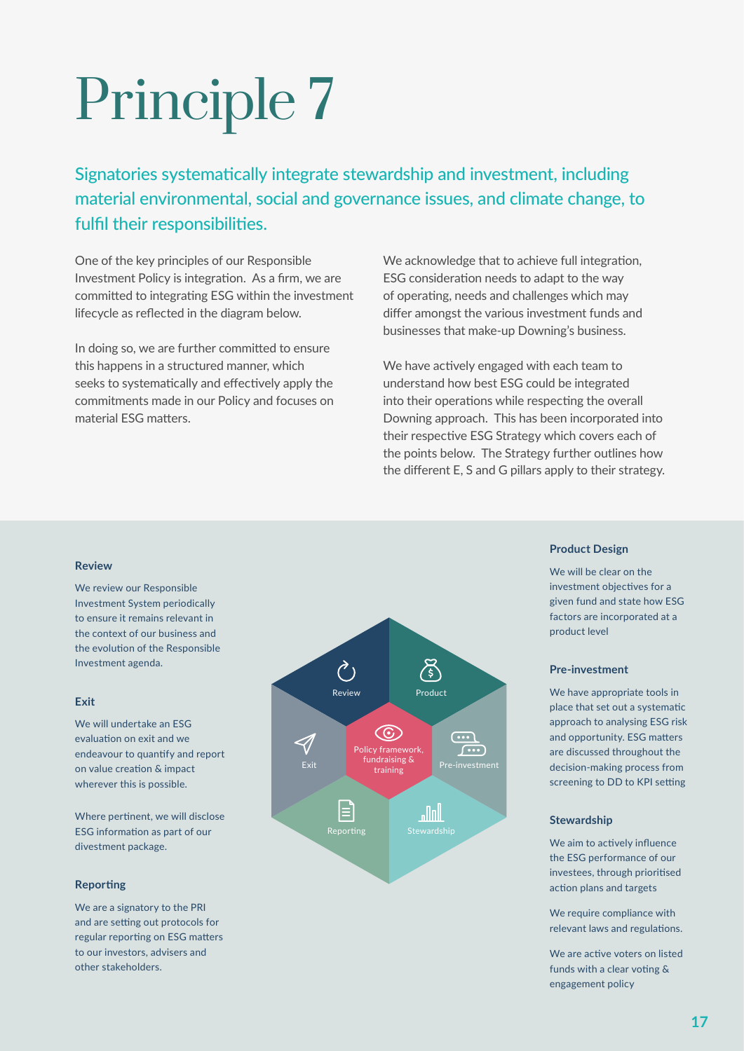# Principle 7

## Signatories systematically integrate stewardship and investment, including material environmental, social and governance issues, and climate change, to fulfil their responsibilities.

One of the key principles of our Responsible Investment Policy is integration. As a firm, we are committed to integrating ESG within the investment lifecycle as reflected in the diagram below.

In doing so, we are further committed to ensure this happens in a structured manner, which seeks to systematically and effectively apply the commitments made in our Policy and focuses on material ESG matters.

We acknowledge that to achieve full integration, ESG consideration needs to adapt to the way of operating, needs and challenges which may differ amongst the various investment funds and businesses that make-up Downing's business.

We have actively engaged with each team to understand how best ESG could be integrated into their operations while respecting the overall Downing approach. This has been incorporated into their respective ESG Strategy which covers each of the points below. The Strategy further outlines how the different E, S and G pillars apply to their strategy.

**Review**

We review our Responsible Investment System periodically to ensure it remains relevant in the context of our business and the evolution of the Responsible Investment agenda.

**Exit**

We will undertake an ESG evaluation on exit and we endeavour to quantify and report on value creation & impact wherever this is possible.

Where pertinent, we will disclose ESG information as part of our divestment package.

**Reporting**

We are a signatory to the PRI and are setting out protocols for regular reporting on ESG matters to our investors, advisers and other stakeholders.

Review | Product | Pre-investment | Stewardship | Reporting | Exit

Policy framework, fundraising & training

**Product Design**

We will be clear on the investment objectives for a given fund and state how ESG factors are incorporated at a product level

**Pre-investment**

We have appropriate tools in place that set out a systematic approach to analysing ESG risk and opportunity. ESG matters are discussed throughout the decision-making process from screening to DD to KPI setting

**Stewardship**

We aim to actively influence the ESG performance of our investees, through prioritised action plans and targets

We require compliance with relevant laws and regulations.

We are active voters on listed funds with a clear voting & engagement policy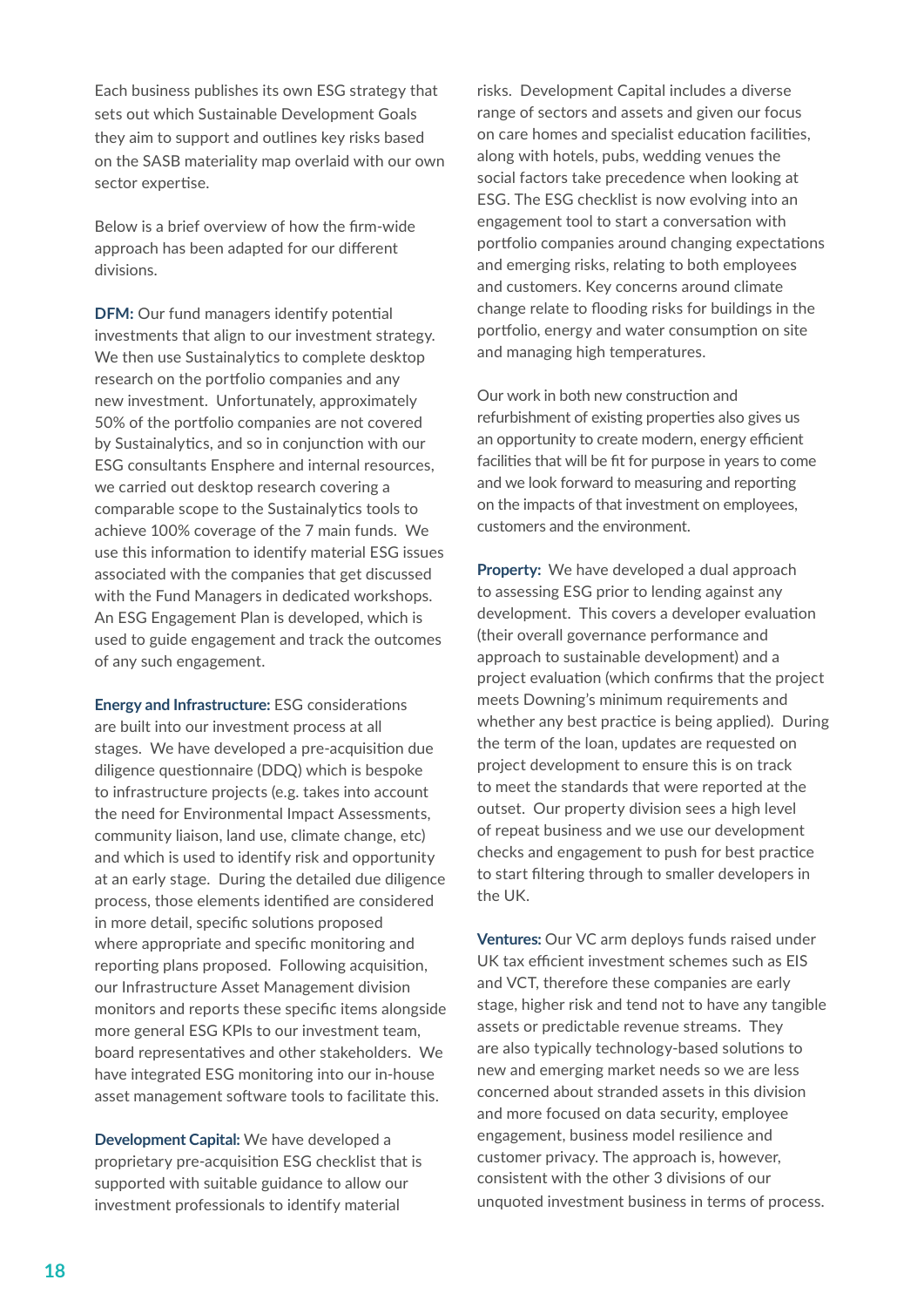Each business publishes its own ESG strategy that sets out which Sustainable Development Goals they aim to support and outlines key risks based on the SASB materiality map overlaid with our own sector expertise.

Below is a brief overview of how the firm-wide approach has been adapted for our different divisions.

**DFM:** Our fund managers identify potential investments that align to our investment strategy. We then use Sustainalytics to complete desktop research on the portfolio companies and any new investment. Unfortunately, approximately 50% of the portfolio companies are not covered by Sustainalytics, and so in conjunction with our ESG consultants Ensphere and internal resources, we carried out desktop research covering a comparable scope to the Sustainalytics tools to achieve 100% coverage of the 7 main funds. We use this information to identify material ESG issues associated with the companies that get discussed with the Fund Managers in dedicated workshops. An ESG Engagement Plan is developed, which is used to guide engagement and track the outcomes of any such engagement.

**Energy and Infrastructure:** ESG considerations are built into our investment process at all stages. We have developed a pre-acquisition due diligence questionnaire (DDQ) which is bespoke to infrastructure projects (e.g. takes into account the need for Environmental Impact Assessments, community liaison, land use, climate change, etc) and which is used to identify risk and opportunity at an early stage. During the detailed due diligence process, those elements identified are considered in more detail, specific solutions proposed where appropriate and specific monitoring and reporting plans proposed. Following acquisition, our Infrastructure Asset Management division monitors and reports these specific items alongside more general ESG KPIs to our investment team, board representatives and other stakeholders. We have integrated ESG monitoring into our in-house asset management software tools to facilitate this.

**Development Capital:** We have developed a proprietary pre-acquisition ESG checklist that is supported with suitable guidance to allow our investment professionals to identify material risks. Development Capital includes a diverse range of sectors and assets and given our focus on care homes and specialist education facilities, along with hotels, pubs, wedding venues the social factors take precedence when looking at ESG. The ESG checklist is now evolving into an engagement tool to start a conversation with portfolio companies around changing expectations and emerging risks, relating to both employees and customers. Key concerns around climate change relate to flooding risks for buildings in the portfolio, energy and water consumption on site and managing high temperatures.

Our work in both new construction and refurbishment of existing properties also gives us an opportunity to create modern, energy efficient facilities that will be fit for purpose in years to come and we look forward to measuring and reporting on the impacts of that investment on employees, customers and the environment.

**Property:** We have developed a dual approach to assessing ESG prior to lending against any development. This covers a developer evaluation (their overall governance performance and approach to sustainable development) and a project evaluation (which confirms that the project meets Downing's minimum requirements and whether any best practice is being applied). During the term of the loan, updates are requested on project development to ensure this is on track to meet the standards that were reported at the outset. Our property division sees a high level of repeat business and we use our development checks and engagement to push for best practice to start filtering through to smaller developers in the UK.

**Ventures:** Our VC arm deploys funds raised under UK tax efficient investment schemes such as EIS and VCT, therefore these companies are early stage, higher risk and tend not to have any tangible assets or predictable revenue streams. They are also typically technology-based solutions to new and emerging market needs so we are less concerned about stranded assets in this division and more focused on data security, employee engagement, business model resilience and customer privacy. The approach is, however, consistent with the other 3 divisions of our unquoted investment business in terms of process.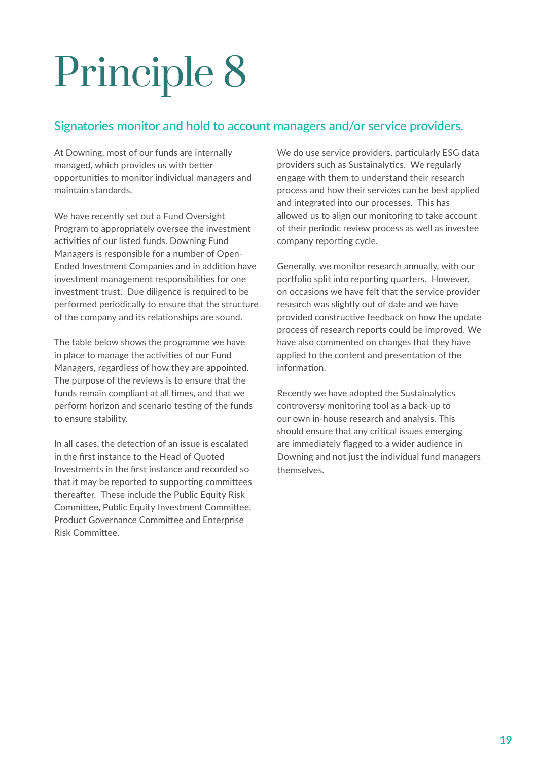# Principle 8

## Signatories monitor and hold to account managers and/or service providers.

At Downing, most of our funds are internally managed, which provides us with better opportunities to monitor individual managers and maintain standards.

We have recently set out a Fund Oversight Program to appropriately oversee the investment activities of our listed funds. Downing Fund Managers is responsible for a number of Open-Ended Investment Companies and in addition have investment management responsibilities for one investment trust. Due diligence is required to be performed periodically to ensure that the structure of the company and its relationships are sound.

The table below shows the programme we have in place to manage the activities of our Fund Managers, regardless of how they are appointed. The purpose of the reviews is to ensure that the funds remain compliant at all times, and that we perform horizon and scenario testing of the funds to ensure stability.

In all cases, the detection of an issue is escalated in the first instance to the Head of Quoted Investments in the first instance and recorded so that it may be reported to supporting committees thereafter. These include the Public Equity Risk Committee, Public Equity Investment Committee, Product Governance Committee and Enterprise Risk Committee.

We do use service providers, particularly ESG data providers such as Sustainalytics. We regularly engage with them to understand their research process and how their services can be best applied and integrated into our processes. This has allowed us to align our monitoring to take account of their periodic review process as well as investee company reporting cycle.

Generally, we monitor research annually, with our portfolio split into reporting quarters. However, on occasions we have felt that the service provider research was slightly out of date and we have provided constructive feedback on how the update process of research reports could be improved. We have also commented on changes that they have applied to the content and presentation of the information.

Recently we have adopted the Sustainalytics controversy monitoring tool as a back-up to our own in-house research and analysis. This should ensure that any critical issues emerging are immediately flagged to a wider audience in Downing and not just the individual fund managers themselves.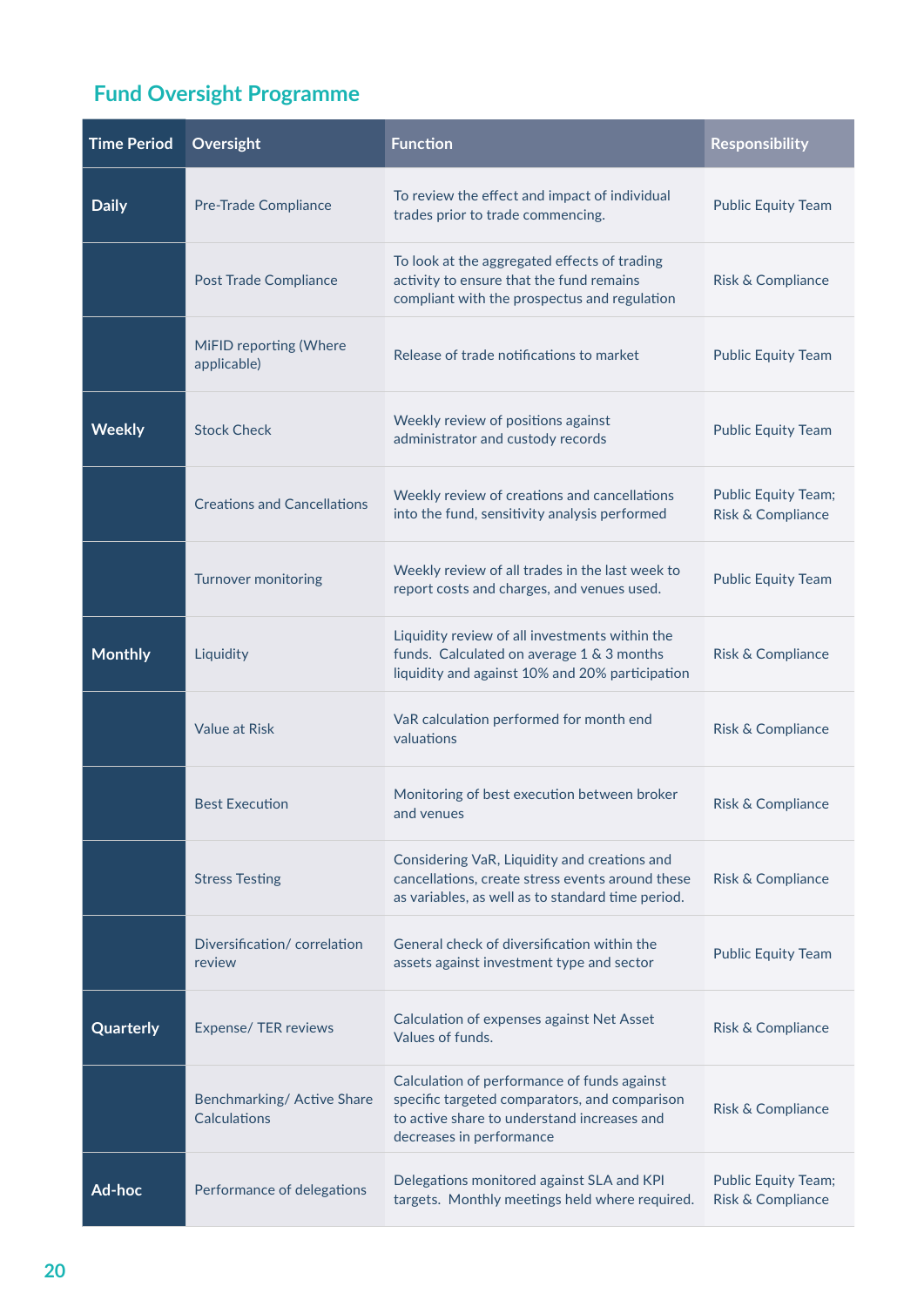## Fund Oversight Programme

| Time Period | Oversight | Function | Responsibility |
|---|---|---|---|
| **Daily** | Pre-Trade Compliance | To review the effect and impact of individual trades prior to trade commencing. | Public Equity Team |
| | Post Trade Compliance | To look at the aggregated effects of trading activity to ensure that the fund remains compliant with the prospectus and regulation | Risk & Compliance |
| | MiFID reporting (Where applicable) | Release of trade notifications to market | Public Equity Team |
| **Weekly** | Stock Check | Weekly review of positions against administrator and custody records | Public Equity Team |
| | Creations and Cancellations | Weekly review of creations and cancellations into the fund, sensitivity analysis performed | Public Equity Team; Risk & Compliance |
| | Turnover monitoring | Weekly review of all trades in the last week to report costs and charges, and venues used. | Public Equity Team |
| **Monthly** | Liquidity | Liquidity review of all investments within the funds. Calculated on average 1 & 3 months liquidity and against 10% and 20% participation | Risk & Compliance |
| | Value at Risk | VaR calculation performed for month end valuations | Risk & Compliance |
| | Best Execution | Monitoring of best execution between broker and venues | Risk & Compliance |
| | Stress Testing | Considering VaR, Liquidity and creations and cancellations, create stress events around these as variables, as well as to standard time period. | Risk & Compliance |
| | Diversification/ correlation review | General check of diversification within the assets against investment type and sector | Public Equity Team |
| **Quarterly** | Expense/ TER reviews | Calculation of expenses against Net Asset Values of funds. | Risk & Compliance |
| | Benchmarking/ Active Share Calculations | Calculation of performance of funds against specific targeted comparators, and comparison to active share to understand increases and decreases in performance | Risk & Compliance |
| **Ad-hoc** | Performance of delegations | Delegations monitored against SLA and KPI targets. Monthly meetings held where required. | Public Equity Team; Risk & Compliance |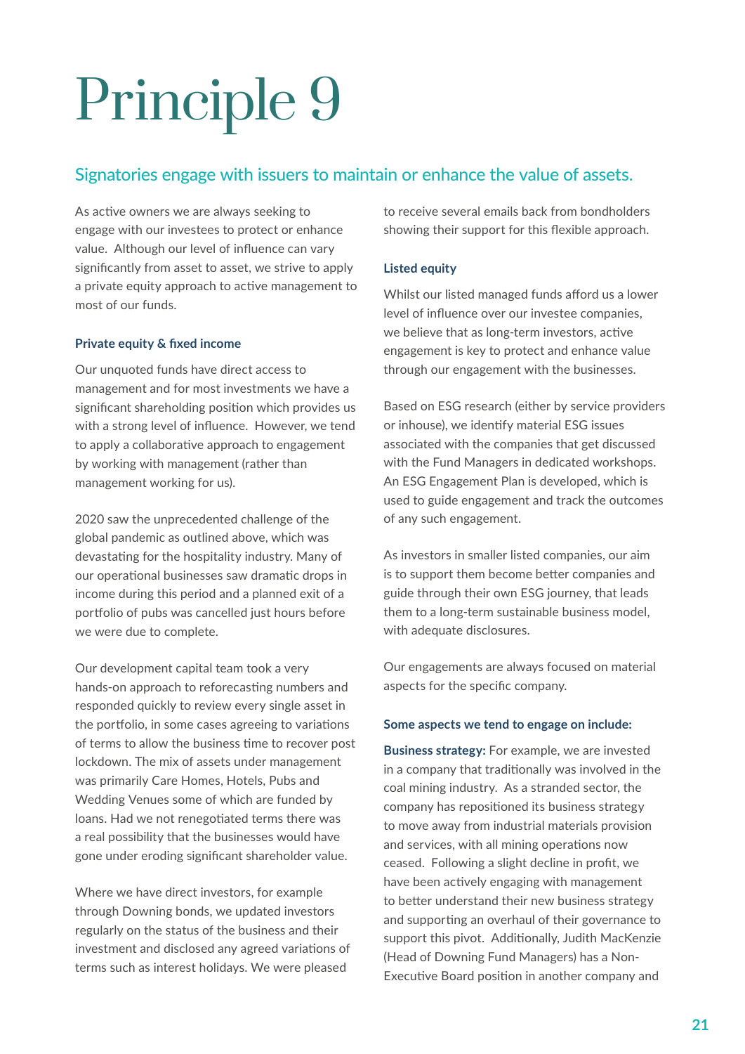# Principle 9

## Signatories engage with issuers to maintain or enhance the value of assets.

As active owners we are always seeking to engage with our investees to protect or enhance value. Although our level of influence can vary significantly from asset to asset, we strive to apply a private equity approach to active management to most of our funds.

### Private equity & fixed income

Our unquoted funds have direct access to management and for most investments we have a significant shareholding position which provides us with a strong level of influence. However, we tend to apply a collaborative approach to engagement by working with management (rather than management working for us).

2020 saw the unprecedented challenge of the global pandemic as outlined above, which was devastating for the hospitality industry. Many of our operational businesses saw dramatic drops in income during this period and a planned exit of a portfolio of pubs was cancelled just hours before we were due to complete.

Our development capital team took a very hands-on approach to reforecasting numbers and responded quickly to review every single asset in the portfolio, in some cases agreeing to variations of terms to allow the business time to recover post lockdown. The mix of assets under management was primarily Care Homes, Hotels, Pubs and Wedding Venues some of which are funded by loans. Had we not renegotiated terms there was a real possibility that the businesses would have gone under eroding significant shareholder value.

Where we have direct investors, for example through Downing bonds, we updated investors regularly on the status of the business and their investment and disclosed any agreed variations of terms such as interest holidays. We were pleased to receive several emails back from bondholders showing their support for this flexible approach.

### Listed equity

Whilst our listed managed funds afford us a lower level of influence over our investee companies, we believe that as long-term investors, active engagement is key to protect and enhance value through our engagement with the businesses.

Based on ESG research (either by service providers or inhouse), we identify material ESG issues associated with the companies that get discussed with the Fund Managers in dedicated workshops. An ESG Engagement Plan is developed, which is used to guide engagement and track the outcomes of any such engagement.

As investors in smaller listed companies, our aim is to support them become better companies and guide through their own ESG journey, that leads them to a long-term sustainable business model, with adequate disclosures.

Our engagements are always focused on material aspects for the specific company.

### Some aspects we tend to engage on include:

**Business strategy:** For example, we are invested in a company that traditionally was involved in the coal mining industry. As a stranded sector, the company has repositioned its business strategy to move away from industrial materials provision and services, with all mining operations now ceased. Following a slight decline in profit, we have been actively engaging with management to better understand their new business strategy and supporting an overhaul of their governance to support this pivot. Additionally, Judith MacKenzie (Head of Downing Fund Managers) has a Non-Executive Board position in another company and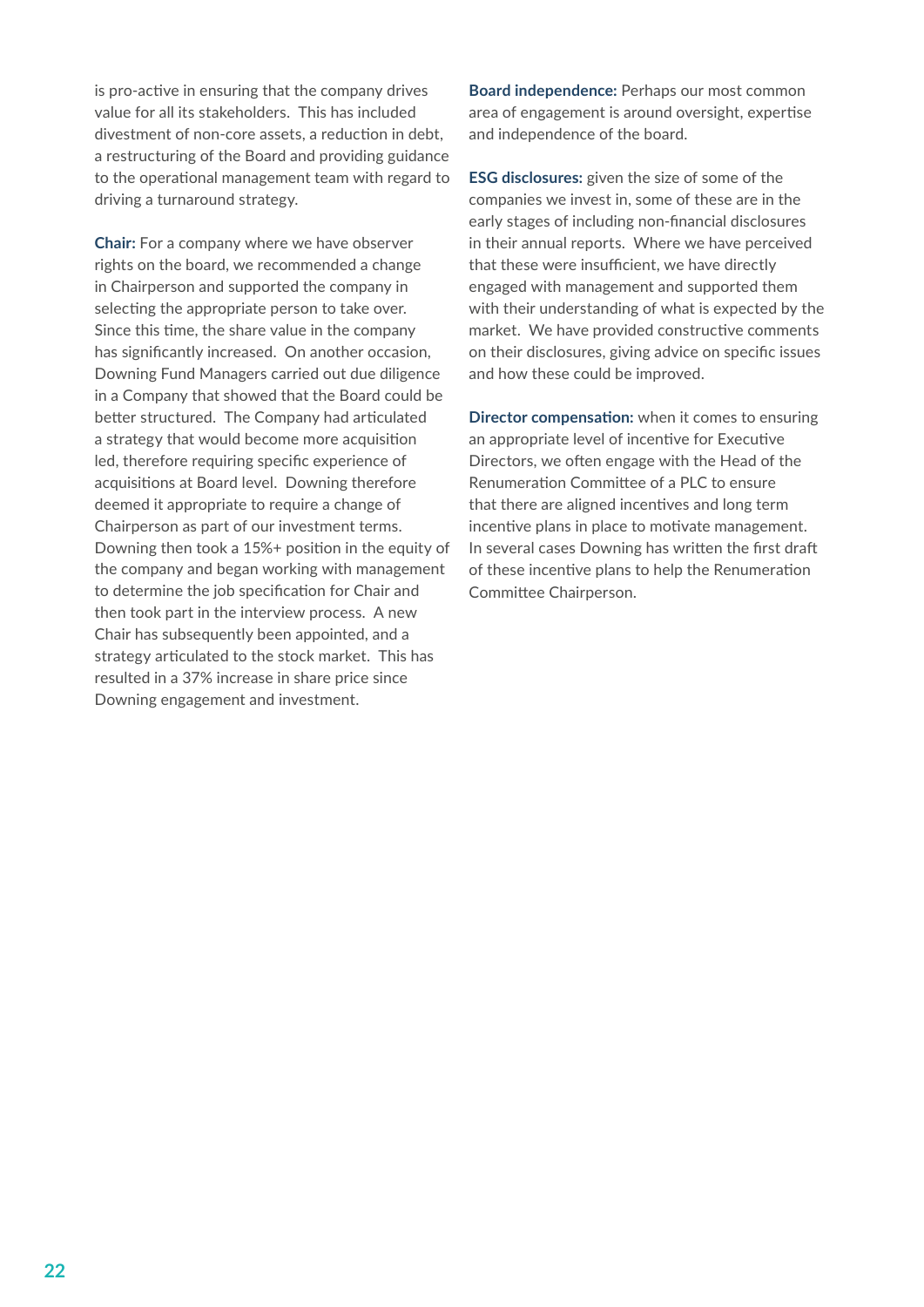is pro-active in ensuring that the company drives value for all its stakeholders. This has included divestment of non-core assets, a reduction in debt, a restructuring of the Board and providing guidance to the operational management team with regard to driving a turnaround strategy.

**Chair:** For a company where we have observer rights on the board, we recommended a change in Chairperson and supported the company in selecting the appropriate person to take over. Since this time, the share value in the company has significantly increased. On another occasion, Downing Fund Managers carried out due diligence in a Company that showed that the Board could be better structured. The Company had articulated a strategy that would become more acquisition led, therefore requiring specific experience of acquisitions at Board level. Downing therefore deemed it appropriate to require a change of Chairperson as part of our investment terms. Downing then took a 15%+ position in the equity of the company and began working with management to determine the job specification for Chair and then took part in the interview process. A new Chair has subsequently been appointed, and a strategy articulated to the stock market. This has resulted in a 37% increase in share price since Downing engagement and investment.

**Board independence:** Perhaps our most common area of engagement is around oversight, expertise and independence of the board.

**ESG disclosures:** given the size of some of the companies we invest in, some of these are in the early stages of including non-financial disclosures in their annual reports. Where we have perceived that these were insufficient, we have directly engaged with management and supported them with their understanding of what is expected by the market. We have provided constructive comments on their disclosures, giving advice on specific issues and how these could be improved.

**Director compensation:** when it comes to ensuring an appropriate level of incentive for Executive Directors, we often engage with the Head of the Renumeration Committee of a PLC to ensure that there are aligned incentives and long term incentive plans in place to motivate management. In several cases Downing has written the first draft of these incentive plans to help the Renumeration Committee Chairperson.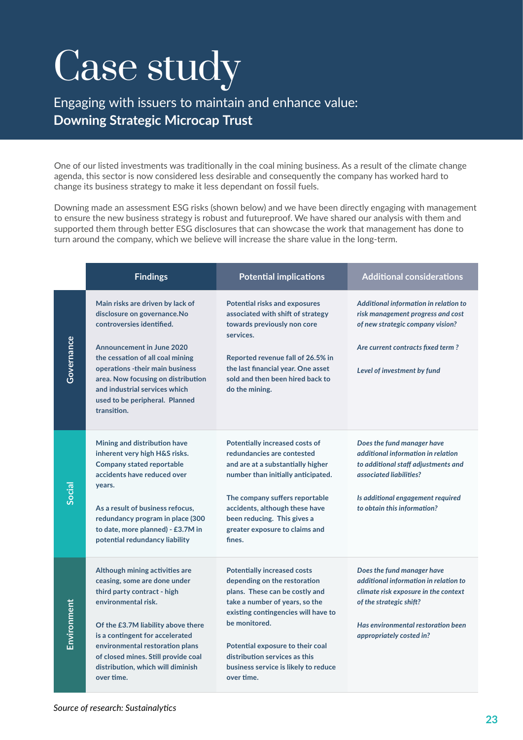# Case study

## Engaging with issuers to maintain and enhance value: **Downing Strategic Microcap Trust**

One of our listed investments was traditionally in the coal mining business. As a result of the climate change agenda, this sector is now considered less desirable and consequently the company has worked hard to change its business strategy to make it less dependant on fossil fuels.

Downing made an assessment ESG risks (shown below) and we have been directly engaging with management to ensure the new business strategy is robust and futureproof. We have shared our analysis with them and supported them through better ESG disclosures that can showcase the work that management has done to turn around the company, which we believe will increase the share value in the long-term.

| | Findings | Potential implications | Additional considerations |
|---|---|---|---|
| **Governance** | Main risks are driven by lack of disclosure on governance.No controversies identified.<br><br>Announcement in June 2020 the cessation of all coal mining operations -their main business area. Now focusing on distribution and industrial services which used to be peripheral. Planned transition. | Potential risks and exposures associated with shift of strategy towards previously non core services.<br><br>Reported revenue fall of 26.5% in the last financial year. One asset sold and then been hired back to do the mining. | *Additional information in relation to risk management progress and cost of new strategic company vision?*<br><br>*Are current contracts fixed term ?*<br><br>*Level of investment by fund* |
| **Social** | Mining and distribution have inherent very high H&S risks. Company stated reportable accidents have reduced over years.<br><br>As a result of business refocus, redundancy program in place (300 to date, more planned) - £3.7M in potential redundancy liability | Potentially increased costs of redundancies are contested and are at a substantially higher number than initially anticipated.<br><br>The company suffers reportable accidents, although these have been reducing. This gives a greater exposure to claims and fines. | *Does the fund manager have additional information in relation to additional staff adjustments and associated liabilities?*<br><br>*Is additional engagement required to obtain this information?* |
| **Environment** | Although mining activities are ceasing, some are done under third party contract - high environmental risk.<br><br>Of the £3.7M liability above there is a contingent for accelerated environmental restoration plans of closed mines. Still provide coal distribution, which will diminish over time. | Potentially increased costs depending on the restoration plans. These can be costly and take a number of years, so the existing contingencies will have to be monitored.<br><br>Potential exposure to their coal distribution services as this business service is likely to reduce over time. | *Does the fund manager have additional information in relation to climate risk exposure in the context of the strategic shift?*<br><br>*Has environmental restoration been appropriately costed in?* |

*Source of research: Sustainalytics*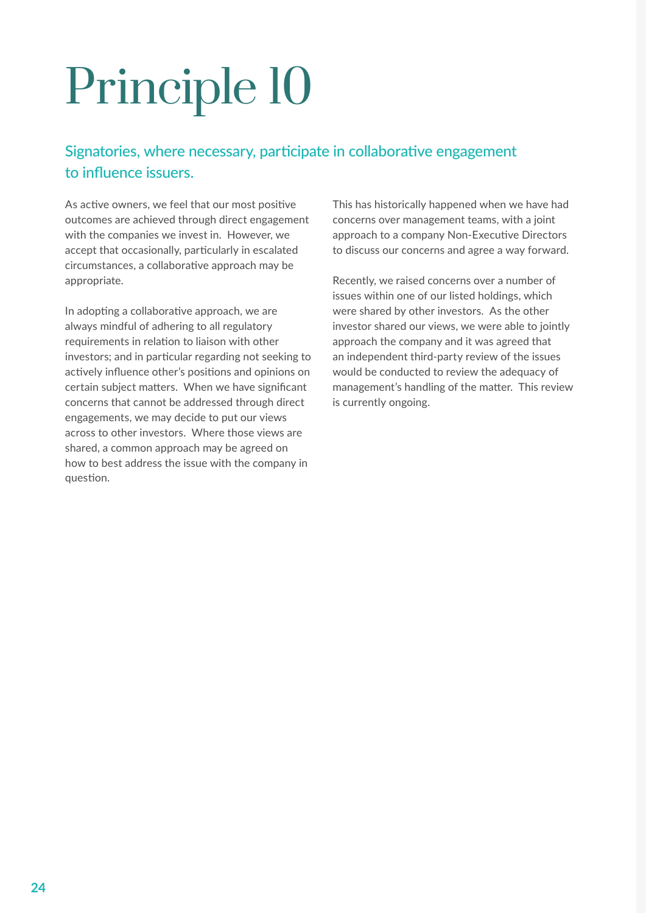# Principle 10

## Signatories, where necessary, participate in collaborative engagement to influence issuers.

As active owners, we feel that our most positive outcomes are achieved through direct engagement with the companies we invest in. However, we accept that occasionally, particularly in escalated circumstances, a collaborative approach may be appropriate.

In adopting a collaborative approach, we are always mindful of adhering to all regulatory requirements in relation to liaison with other investors; and in particular regarding not seeking to actively influence other's positions and opinions on certain subject matters. When we have significant concerns that cannot be addressed through direct engagements, we may decide to put our views across to other investors. Where those views are shared, a common approach may be agreed on how to best address the issue with the company in question.

This has historically happened when we have had concerns over management teams, with a joint approach to a company Non-Executive Directors to discuss our concerns and agree a way forward.

Recently, we raised concerns over a number of issues within one of our listed holdings, which were shared by other investors. As the other investor shared our views, we were able to jointly approach the company and it was agreed that an independent third-party review of the issues would be conducted to review the adequacy of management's handling of the matter. This review is currently ongoing.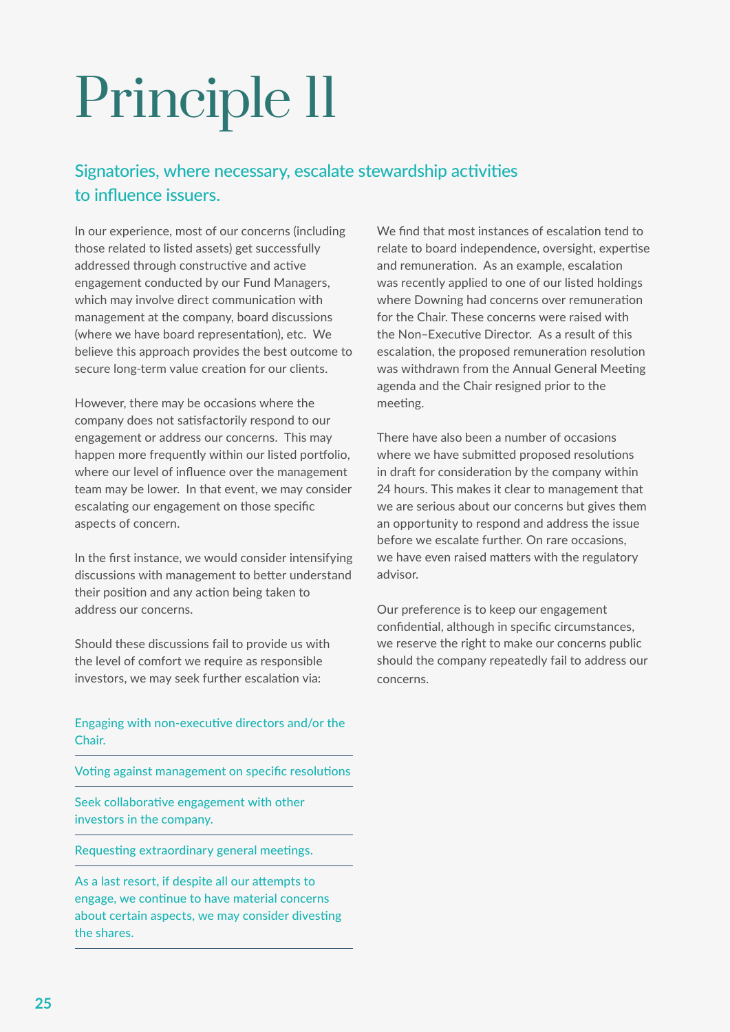# Principle 11

## Signatories, where necessary, escalate stewardship activities to influence issuers.

In our experience, most of our concerns (including those related to listed assets) get successfully addressed through constructive and active engagement conducted by our Fund Managers, which may involve direct communication with management at the company, board discussions (where we have board representation), etc. We believe this approach provides the best outcome to secure long-term value creation for our clients.

However, there may be occasions where the company does not satisfactorily respond to our engagement or address our concerns. This may happen more frequently within our listed portfolio, where our level of influence over the management team may be lower. In that event, we may consider escalating our engagement on those specific aspects of concern.

In the first instance, we would consider intensifying discussions with management to better understand their position and any action being taken to address our concerns.

Should these discussions fail to provide us with the level of comfort we require as responsible investors, we may seek further escalation via:

- Engaging with non-executive directors and/or the Chair.
- Voting against management on specific resolutions
- Seek collaborative engagement with other investors in the company.
- Requesting extraordinary general meetings.
- As a last resort, if despite all our attempts to engage, we continue to have material concerns about certain aspects, we may consider divesting the shares.

We find that most instances of escalation tend to relate to board independence, oversight, expertise and remuneration. As an example, escalation was recently applied to one of our listed holdings where Downing had concerns over remuneration for the Chair. These concerns were raised with the Non–Executive Director. As a result of this escalation, the proposed remuneration resolution was withdrawn from the Annual General Meeting agenda and the Chair resigned prior to the meeting.

There have also been a number of occasions where we have submitted proposed resolutions in draft for consideration by the company within 24 hours. This makes it clear to management that we are serious about our concerns but gives them an opportunity to respond and address the issue before we escalate further. On rare occasions, we have even raised matters with the regulatory advisor.

Our preference is to keep our engagement confidential, although in specific circumstances, we reserve the right to make our concerns public should the company repeatedly fail to address our concerns.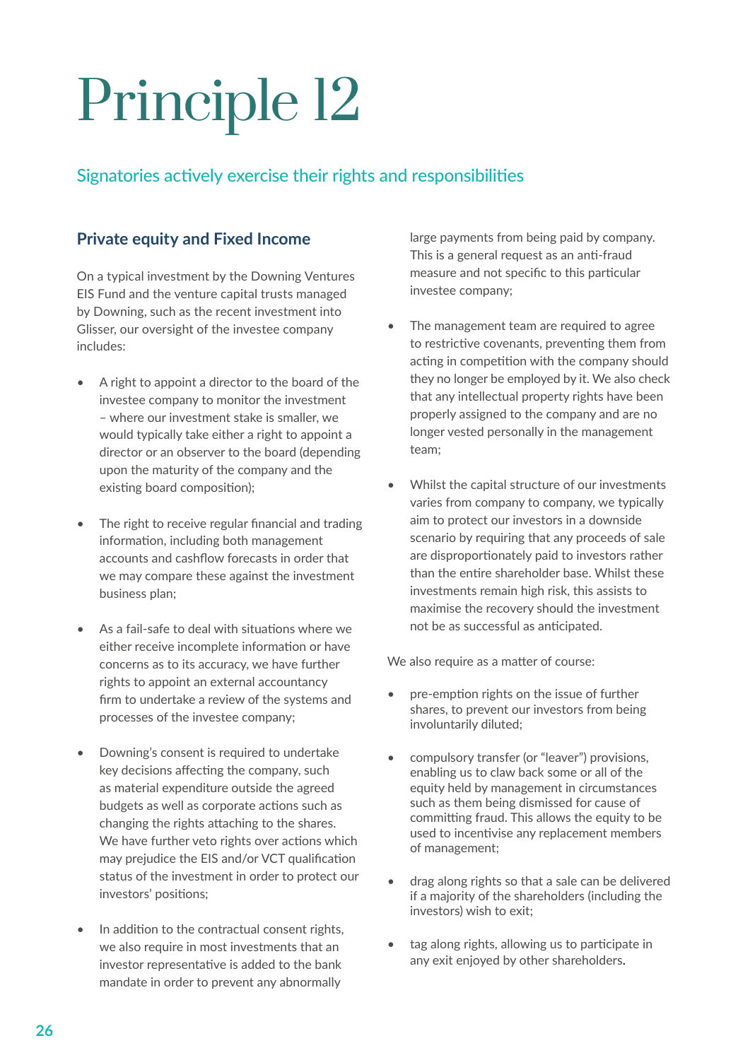# Principle 12

## Signatories actively exercise their rights and responsibilities

### Private equity and Fixed Income

On a typical investment by the Downing Ventures EIS Fund and the venture capital trusts managed by Downing, such as the recent investment into Glisser, our oversight of the investee company includes:

- A right to appoint a director to the board of the investee company to monitor the investment – where our investment stake is smaller, we would typically take either a right to appoint a director or an observer to the board (depending upon the maturity of the company and the existing board composition);
- The right to receive regular financial and trading information, including both management accounts and cashflow forecasts in order that we may compare these against the investment business plan;
- As a fail-safe to deal with situations where we either receive incomplete information or have concerns as to its accuracy, we have further rights to appoint an external accountancy firm to undertake a review of the systems and processes of the investee company;
- Downing's consent is required to undertake key decisions affecting the company, such as material expenditure outside the agreed budgets as well as corporate actions such as changing the rights attaching to the shares. We have further veto rights over actions which may prejudice the EIS and/or VCT qualification status of the investment in order to protect our investors' positions;
- In addition to the contractual consent rights, we also require in most investments that an investor representative is added to the bank mandate in order to prevent any abnormally large payments from being paid by company. This is a general request as an anti-fraud measure and not specific to this particular investee company;
- The management team are required to agree to restrictive covenants, preventing them from acting in competition with the company should they no longer be employed by it. We also check that any intellectual property rights have been properly assigned to the company and are no longer vested personally in the management team;
- Whilst the capital structure of our investments varies from company to company, we typically aim to protect our investors in a downside scenario by requiring that any proceeds of sale are disproportionately paid to investors rather than the entire shareholder base. Whilst these investments remain high risk, this assists to maximise the recovery should the investment not be as successful as anticipated.

We also require as a matter of course:

- pre-emption rights on the issue of further shares, to prevent our investors from being involuntarily diluted;
- compulsory transfer (or "leaver") provisions, enabling us to claw back some or all of the equity held by management in circumstances such as them being dismissed for cause of committing fraud. This allows the equity to be used to incentivise any replacement members of management;
- drag along rights so that a sale can be delivered if a majority of the shareholders (including the investors) wish to exit;
- tag along rights, allowing us to participate in any exit enjoyed by other shareholders.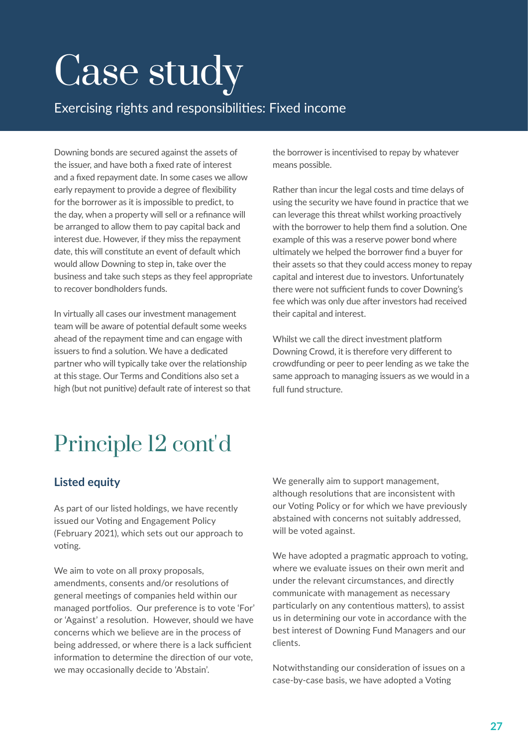# Case study

## Exercising rights and responsibilities: Fixed income

Downing bonds are secured against the assets of the issuer, and have both a fixed rate of interest and a fixed repayment date. In some cases we allow early repayment to provide a degree of flexibility for the borrower as it is impossible to predict, to the day, when a property will sell or a refinance will be arranged to allow them to pay capital back and interest due. However, if they miss the repayment date, this will constitute an event of default which would allow Downing to step in, take over the business and take such steps as they feel appropriate to recover bondholders funds.

In virtually all cases our investment management team will be aware of potential default some weeks ahead of the repayment time and can engage with issuers to find a solution. We have a dedicated partner who will typically take over the relationship at this stage. Our Terms and Conditions also set a high (but not punitive) default rate of interest so that the borrower is incentivised to repay by whatever means possible.

Rather than incur the legal costs and time delays of using the security we have found in practice that we can leverage this threat whilst working proactively with the borrower to help them find a solution. One example of this was a reserve power bond where ultimately we helped the borrower find a buyer for their assets so that they could access money to repay capital and interest due to investors. Unfortunately there were not sufficient funds to cover Downing's fee which was only due after investors had received their capital and interest.

Whilst we call the direct investment platform Downing Crowd, it is therefore very different to crowdfunding or peer to peer lending as we take the same approach to managing issuers as we would in a full fund structure.

# Principle 12 cont'd

### Listed equity

As part of our listed holdings, we have recently issued our Voting and Engagement Policy (February 2021), which sets out our approach to voting.

We aim to vote on all proxy proposals, amendments, consents and/or resolutions of general meetings of companies held within our managed portfolios. Our preference is to vote 'For' or 'Against' a resolution. However, should we have concerns which we believe are in the process of being addressed, or where there is a lack sufficient information to determine the direction of our vote, we may occasionally decide to 'Abstain'.

We generally aim to support management, although resolutions that are inconsistent with our Voting Policy or for which we have previously abstained with concerns not suitably addressed, will be voted against.

We have adopted a pragmatic approach to voting, where we evaluate issues on their own merit and under the relevant circumstances, and directly communicate with management as necessary particularly on any contentious matters), to assist us in determining our vote in accordance with the best interest of Downing Fund Managers and our clients.

Notwithstanding our consideration of issues on a case-by-case basis, we have adopted a Voting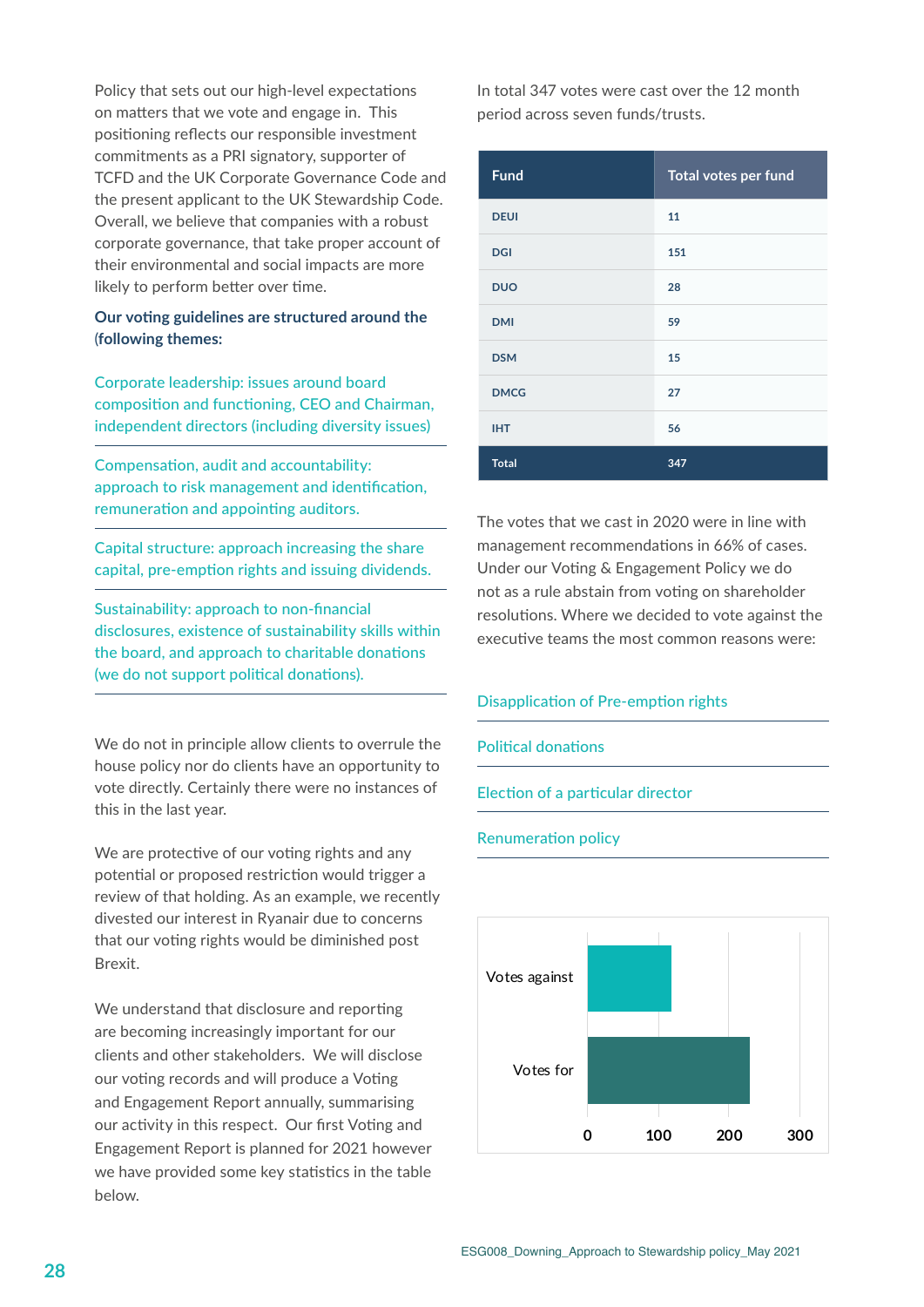Policy that sets out our high-level expectations on matters that we vote and engage in. This positioning reflects our responsible investment commitments as a PRI signatory, supporter of TCFD and the UK Corporate Governance Code and the present applicant to the UK Stewardship Code. Overall, we believe that companies with a robust corporate governance, that take proper account of their environmental and social impacts are more likely to perform better over time.

**Our voting guidelines are structured around the (following themes:**

Corporate leadership: issues around board composition and functioning, CEO and Chairman, independent directors (including diversity issues)

Compensation, audit and accountability: approach to risk management and identification, remuneration and appointing auditors.

Capital structure: approach increasing the share capital, pre-emption rights and issuing dividends.

Sustainability: approach to non-financial disclosures, existence of sustainability skills within the board, and approach to charitable donations (we do not support political donations).

We do not in principle allow clients to overrule the house policy nor do clients have an opportunity to vote directly. Certainly there were no instances of this in the last year.

We are protective of our voting rights and any potential or proposed restriction would trigger a review of that holding. As an example, we recently divested our interest in Ryanair due to concerns that our voting rights would be diminished post Brexit.

We understand that disclosure and reporting are becoming increasingly important for our clients and other stakeholders. We will disclose our voting records and will produce a Voting and Engagement Report annually, summarising our activity in this respect. Our first Voting and Engagement Report is planned for 2021 however we have provided some key statistics in the table below.

In total 347 votes were cast over the 12 month period across seven funds/trusts.

| Fund | Total votes per fund |
|---|---|
| DEUI | 11 |
| DGI | 151 |
| DUO | 28 |
| DMI | 59 |
| DSM | 15 |
| DMCG | 27 |
| IHT | 56 |
| Total | 347 |

The votes that we cast in 2020 were in line with management recommendations in 66% of cases. Under our Voting & Engagement Policy we do not as a rule abstain from voting on shareholder resolutions. Where we decided to vote against the executive teams the most common reasons were:

Disapplication of Pre-emption rights

Political donations

Election of a particular director

Renumeration policy

Votes against

Votes for

0
100
200
300